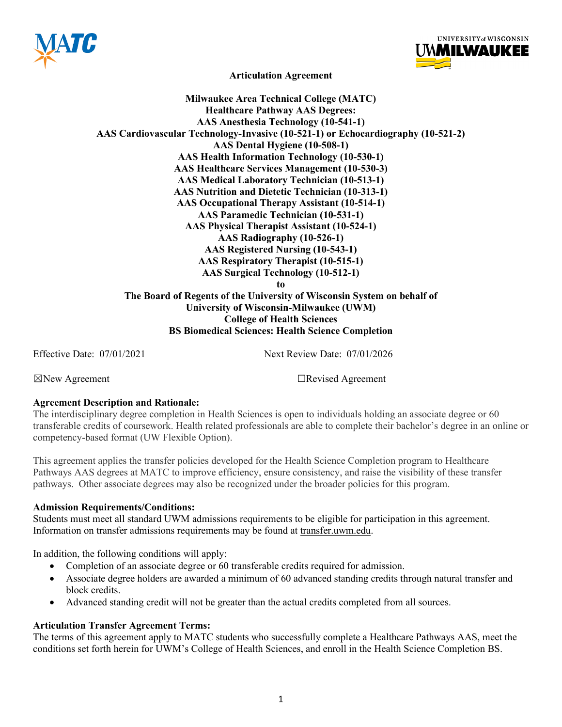**Articulation Agreement**

**Milwaukee Area Technical College (MATC)**
**Healthcare Pathway AAS Degrees:**
**AAS Anesthesia Technology (10-541-1)**
**AAS Cardiovascular Technology-Invasive (10-521-1) or Echocardiography (10-521-2)**
**AAS Dental Hygiene (10-508-1)**
**AAS Health Information Technology (10-530-1)**
**AAS Healthcare Services Management (10-530-3)**
**AAS Medical Laboratory Technician (10-513-1)**
**AAS Nutrition and Dietetic Technician (10-313-1)**
**AAS Occupational Therapy Assistant (10-514-1)**
**AAS Paramedic Technician (10-531-1)**
**AAS Physical Therapist Assistant (10-524-1)**
**AAS Radiography (10-526-1)**
**AAS Registered Nursing (10-543-1)**
**AAS Respiratory Therapist (10-515-1)**
**AAS Surgical Technology (10-512-1)**
**to**
**The Board of Regents of the University of Wisconsin System on behalf of**
**University of Wisconsin-Milwaukee (UWM)**
**College of Health Sciences**
**BS Biomedical Sciences: Health Science Completion**

Effective Date: 07/01/2021 Next Review Date: 07/01/2026

☒New Agreement ☐Revised Agreement

**Agreement Description and Rationale:**

The interdisciplinary degree completion in Health Sciences is open to individuals holding an associate degree or 60 transferable credits of coursework. Health related professionals are able to complete their bachelor's degree in an online or competency-based format (UW Flexible Option).

This agreement applies the transfer policies developed for the Health Science Completion program to Healthcare Pathways AAS degrees at MATC to improve efficiency, ensure consistency, and raise the visibility of these transfer pathways. Other associate degrees may also be recognized under the broader policies for this program.

**Admission Requirements/Conditions:**

Students must meet all standard UWM admissions requirements to be eligible for participation in this agreement. Information on transfer admissions requirements may be found at transfer.uwm.edu.

In addition, the following conditions will apply:

- Completion of an associate degree or 60 transferable credits required for admission.
- Associate degree holders are awarded a minimum of 60 advanced standing credits through natural transfer and block credits.
- Advanced standing credit will not be greater than the actual credits completed from all sources.

**Articulation Transfer Agreement Terms:**

The terms of this agreement apply to MATC students who successfully complete a Healthcare Pathways AAS, meet the conditions set forth herein for UWM's College of Health Sciences, and enroll in the Health Science Completion BS.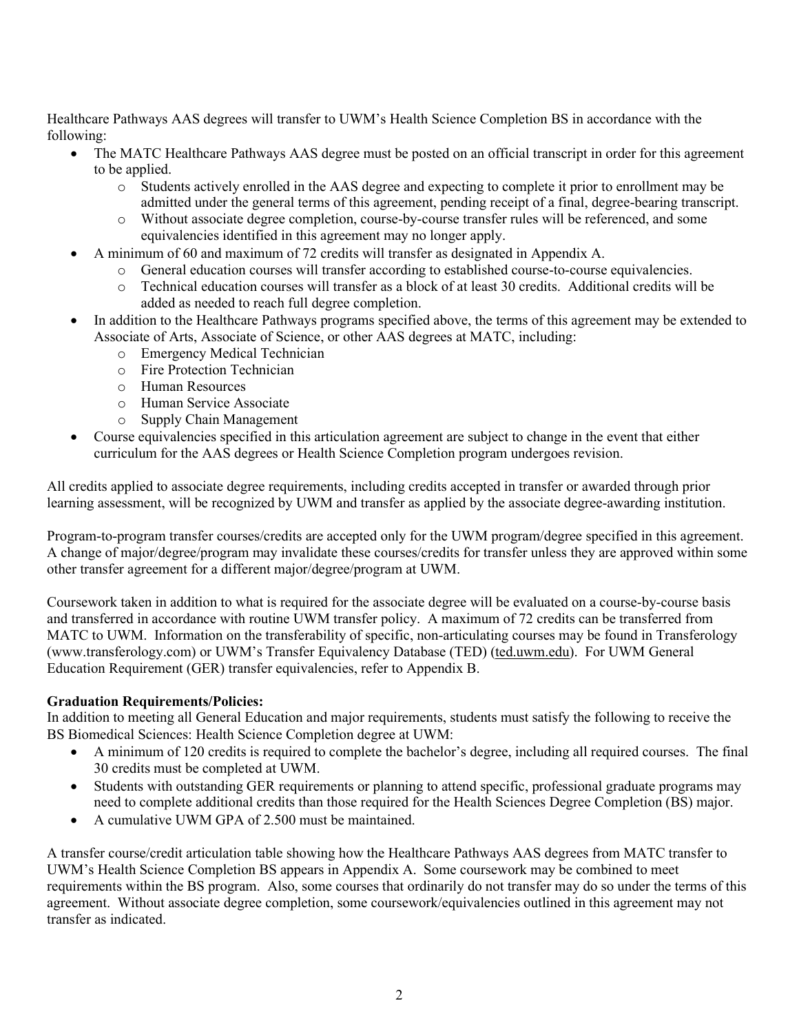Healthcare Pathways AAS degrees will transfer to UWM's Health Science Completion BS in accordance with the following:

- The MATC Healthcare Pathways AAS degree must be posted on an official transcript in order for this agreement to be applied.
  - Students actively enrolled in the AAS degree and expecting to complete it prior to enrollment may be admitted under the general terms of this agreement, pending receipt of a final, degree-bearing transcript.
  - Without associate degree completion, course-by-course transfer rules will be referenced, and some equivalencies identified in this agreement may no longer apply.
- A minimum of 60 and maximum of 72 credits will transfer as designated in Appendix A.
  - General education courses will transfer according to established course-to-course equivalencies.
  - Technical education courses will transfer as a block of at least 30 credits. Additional credits will be added as needed to reach full degree completion.
- In addition to the Healthcare Pathways programs specified above, the terms of this agreement may be extended to Associate of Arts, Associate of Science, or other AAS degrees at MATC, including:
  - Emergency Medical Technician
  - Fire Protection Technician
  - Human Resources
  - Human Service Associate
  - Supply Chain Management
- Course equivalencies specified in this articulation agreement are subject to change in the event that either curriculum for the AAS degrees or Health Science Completion program undergoes revision.

All credits applied to associate degree requirements, including credits accepted in transfer or awarded through prior learning assessment, will be recognized by UWM and transfer as applied by the associate degree-awarding institution.

Program-to-program transfer courses/credits are accepted only for the UWM program/degree specified in this agreement. A change of major/degree/program may invalidate these courses/credits for transfer unless they are approved within some other transfer agreement for a different major/degree/program at UWM.

Coursework taken in addition to what is required for the associate degree will be evaluated on a course-by-course basis and transferred in accordance with routine UWM transfer policy. A maximum of 72 credits can be transferred from MATC to UWM. Information on the transferability of specific, non-articulating courses may be found in Transferology (www.transferology.com) or UWM's Transfer Equivalency Database (TED) (ted.uwm.edu). For UWM General Education Requirement (GER) transfer equivalencies, refer to Appendix B.

**Graduation Requirements/Policies:**

In addition to meeting all General Education and major requirements, students must satisfy the following to receive the BS Biomedical Sciences: Health Science Completion degree at UWM:

- A minimum of 120 credits is required to complete the bachelor's degree, including all required courses. The final 30 credits must be completed at UWM.
- Students with outstanding GER requirements or planning to attend specific, professional graduate programs may need to complete additional credits than those required for the Health Sciences Degree Completion (BS) major.
- A cumulative UWM GPA of 2.500 must be maintained.

A transfer course/credit articulation table showing how the Healthcare Pathways AAS degrees from MATC transfer to UWM's Health Science Completion BS appears in Appendix A. Some coursework may be combined to meet requirements within the BS program. Also, some courses that ordinarily do not transfer may do so under the terms of this agreement. Without associate degree completion, some coursework/equivalencies outlined in this agreement may not transfer as indicated.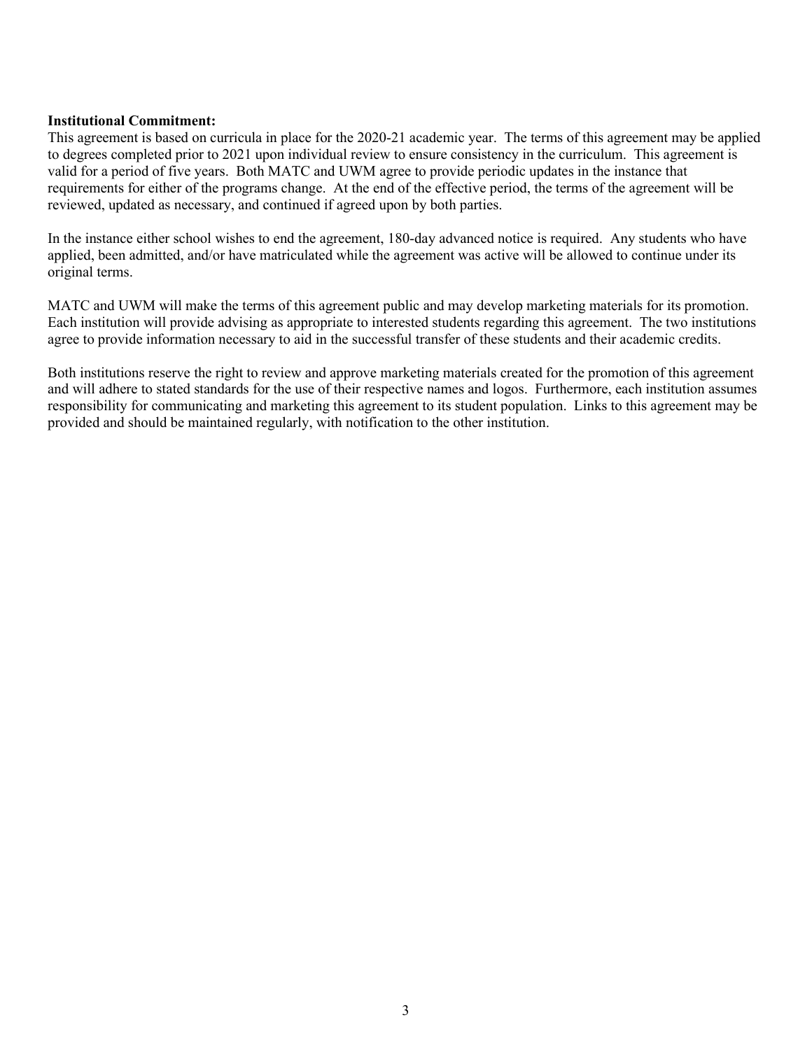**Institutional Commitment:**

This agreement is based on curricula in place for the 2020-21 academic year. The terms of this agreement may be applied to degrees completed prior to 2021 upon individual review to ensure consistency in the curriculum. This agreement is valid for a period of five years. Both MATC and UWM agree to provide periodic updates in the instance that requirements for either of the programs change. At the end of the effective period, the terms of the agreement will be reviewed, updated as necessary, and continued if agreed upon by both parties.

In the instance either school wishes to end the agreement, 180-day advanced notice is required. Any students who have applied, been admitted, and/or have matriculated while the agreement was active will be allowed to continue under its original terms.

MATC and UWM will make the terms of this agreement public and may develop marketing materials for its promotion. Each institution will provide advising as appropriate to interested students regarding this agreement. The two institutions agree to provide information necessary to aid in the successful transfer of these students and their academic credits.

Both institutions reserve the right to review and approve marketing materials created for the promotion of this agreement and will adhere to stated standards for the use of their respective names and logos. Furthermore, each institution assumes responsibility for communicating and marketing this agreement to its student population. Links to this agreement may be provided and should be maintained regularly, with notification to the other institution.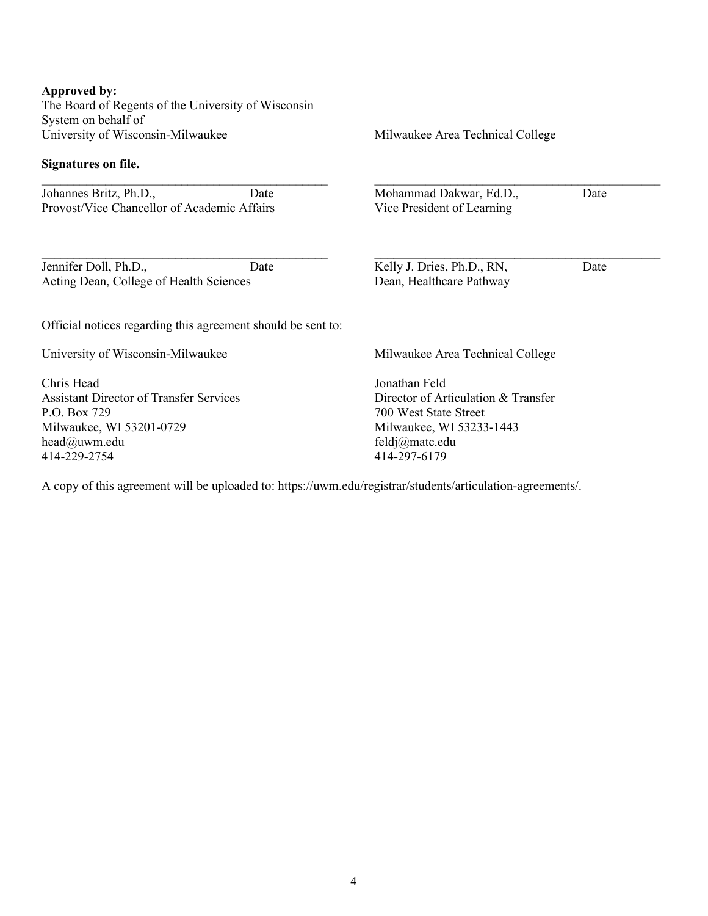**Approved by:**

The Board of Regents of the University of Wisconsin System on behalf of
University of Wisconsin-Milwaukee

**Signatures on file.**

_______________________________________________
Johannes Britz, Ph.D., Date
Provost/Vice Chancellor of Academic Affairs

_______________________________________________
Jennifer Doll, Ph.D., Date
Acting Dean, College of Health Sciences

Milwaukee Area Technical College

_______________________________________________
Mohammad Dakwar, Ed.D., Date
Vice President of Learning

_______________________________________________
Kelly J. Dries, Ph.D., RN, Date
Dean, Healthcare Pathway

Official notices regarding this agreement should be sent to:

University of Wisconsin-Milwaukee

Chris Head
Assistant Director of Transfer Services
P.O. Box 729
Milwaukee, WI 53201-0729
head@uwm.edu
414-229-2754

Milwaukee Area Technical College

Jonathan Feld
Director of Articulation & Transfer
700 West State Street
Milwaukee, WI 53233-1443
feldj@matc.edu
414-297-6179

A copy of this agreement will be uploaded to: https://uwm.edu/registrar/students/articulation-agreements/.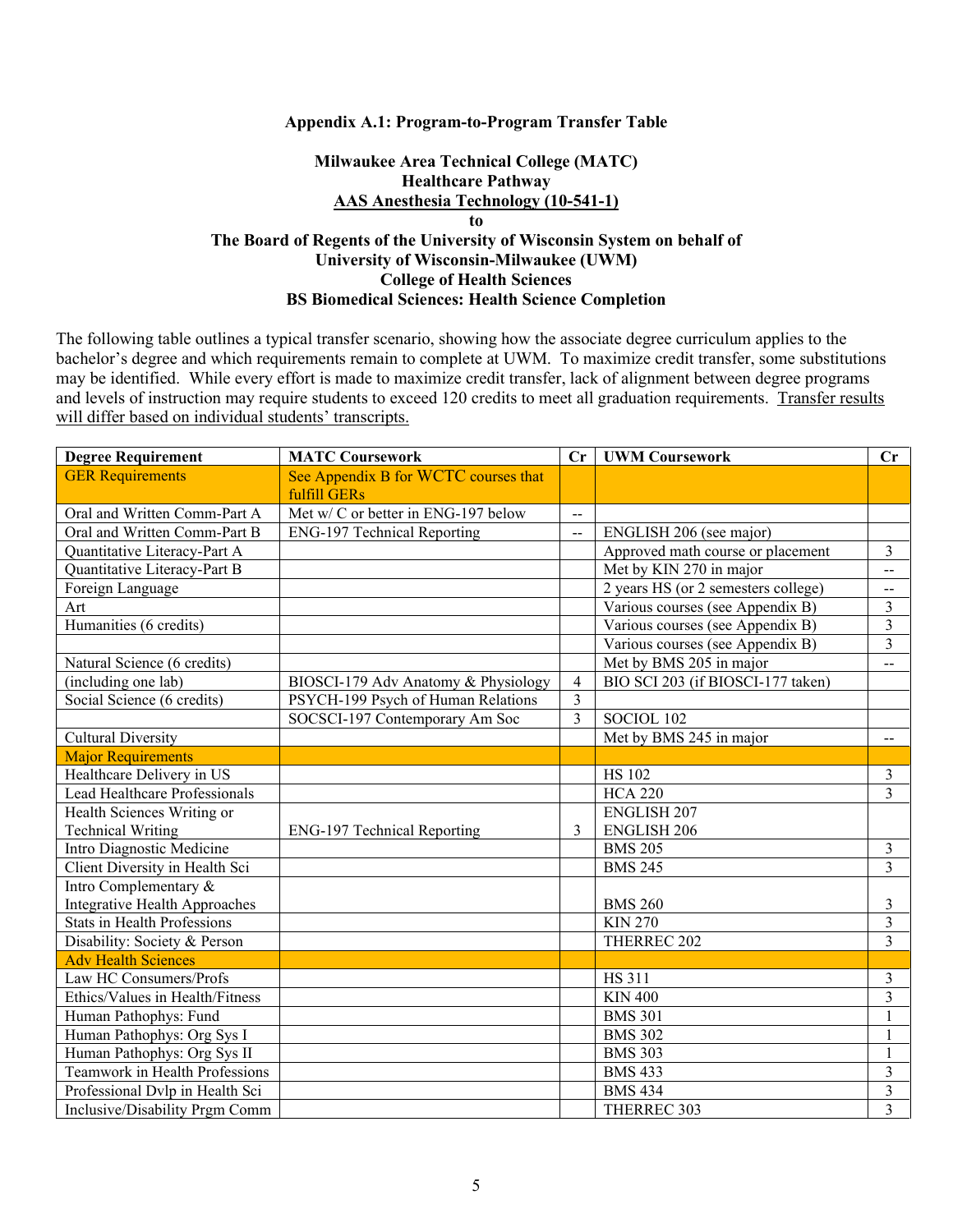**Appendix A.1: Program-to-Program Transfer Table**

**Milwaukee Area Technical College (MATC)**
**Healthcare Pathway**
**AAS Anesthesia Technology (10-541-1)**
**to**
**The Board of Regents of the University of Wisconsin System on behalf of**
**University of Wisconsin-Milwaukee (UWM)**
**College of Health Sciences**
**BS Biomedical Sciences: Health Science Completion**

The following table outlines a typical transfer scenario, showing how the associate degree curriculum applies to the bachelor's degree and which requirements remain to complete at UWM. To maximize credit transfer, some substitutions may be identified. While every effort is made to maximize credit transfer, lack of alignment between degree programs and levels of instruction may require students to exceed 120 credits to meet all graduation requirements. Transfer results will differ based on individual students' transcripts.

| Degree Requirement | MATC Coursework | Cr | UWM Coursework | Cr |
|---|---|---|---|---|
| GER Requirements | See Appendix B for WCTC courses that fulfill GERs | | | |
| Oral and Written Comm-Part A | Met w/ C or better in ENG-197 below | -- | | |
| Oral and Written Comm-Part B | ENG-197 Technical Reporting | -- | ENGLISH 206 (see major) | |
| Quantitative Literacy-Part A | | | Approved math course or placement | 3 |
| Quantitative Literacy-Part B | | | Met by KIN 270 in major | -- |
| Foreign Language | | | 2 years HS (or 2 semesters college) | -- |
| Art | | | Various courses (see Appendix B) | 3 |
| Humanities (6 credits) | | | Various courses (see Appendix B) | 3 |
| | | | Various courses (see Appendix B) | 3 |
| Natural Science (6 credits) | | | Met by BMS 205 in major | -- |
| (including one lab) | BIOSCI-179 Adv Anatomy & Physiology | 4 | BIO SCI 203 (if BIOSCI-177 taken) | |
| Social Science (6 credits) | PSYCH-199 Psych of Human Relations | 3 | | |
| | SOCSCI-197 Contemporary Am Soc | 3 | SOCIOL 102 | |
| Cultural Diversity | | | Met by BMS 245 in major | -- |
| Major Requirements | | | | |
| Healthcare Delivery in US | | | HS 102 | 3 |
| Lead Healthcare Professionals | | | HCA 220 | 3 |
| Health Sciences Writing or Technical Writing | ENG-197 Technical Reporting | 3 | ENGLISH 207 ENGLISH 206 | |
| Intro Diagnostic Medicine | | | BMS 205 | 3 |
| Client Diversity in Health Sci | | | BMS 245 | 3 |
| Intro Complementary & Integrative Health Approaches | | | BMS 260 | 3 |
| Stats in Health Professions | | | KIN 270 | 3 |
| Disability: Society & Person | | | THERREC 202 | 3 |
| Adv Health Sciences | | | | |
| Law HC Consumers/Profs | | | HS 311 | 3 |
| Ethics/Values in Health/Fitness | | | KIN 400 | 3 |
| Human Pathophys: Fund | | | BMS 301 | 1 |
| Human Pathophys: Org Sys I | | | BMS 302 | 1 |
| Human Pathophys: Org Sys II | | | BMS 303 | 1 |
| Teamwork in Health Professions | | | BMS 433 | 3 |
| Professional Dvlp in Health Sci | | | BMS 434 | 3 |
| Inclusive/Disability Prgm Comm | | | THERREC 303 | 3 |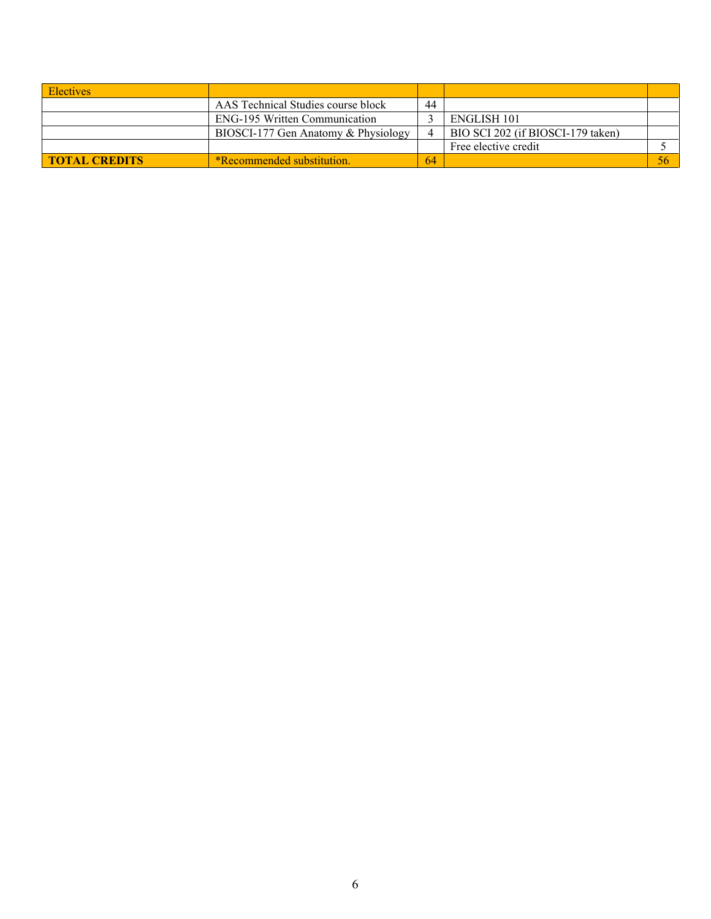| Electives | | | | |
|---|---|---|---|---|
| | AAS Technical Studies course block | 44 | | |
| | ENG-195 Written Communication | 3 | ENGLISH 101 | |
| | BIOSCI-177 Gen Anatomy & Physiology | 4 | BIO SCI 202 (if BIOSCI-179 taken) | |
| | | | Free elective credit | 5 |
| **TOTAL CREDITS** | *Recommended substitution. | 64 | | 56 |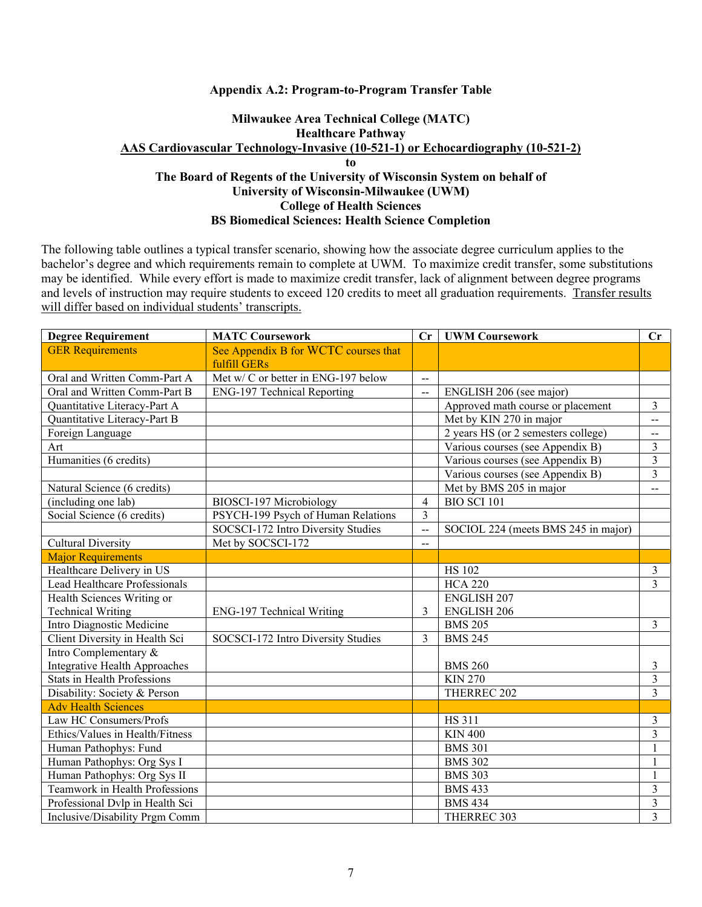**Appendix A.2: Program-to-Program Transfer Table**

**Milwaukee Area Technical College (MATC)**
**Healthcare Pathway**
**AAS Cardiovascular Technology-Invasive (10-521-1) or Echocardiography (10-521-2)**
**to**
**The Board of Regents of the University of Wisconsin System on behalf of**
**University of Wisconsin-Milwaukee (UWM)**
**College of Health Sciences**
**BS Biomedical Sciences: Health Science Completion**

The following table outlines a typical transfer scenario, showing how the associate degree curriculum applies to the bachelor's degree and which requirements remain to complete at UWM. To maximize credit transfer, some substitutions may be identified. While every effort is made to maximize credit transfer, lack of alignment between degree programs and levels of instruction may require students to exceed 120 credits to meet all graduation requirements. Transfer results will differ based on individual students' transcripts.

| Degree Requirement | MATC Coursework | Cr | UWM Coursework | Cr |
|---|---|---|---|---|
| GER Requirements | See Appendix B for WCTC courses that fulfill GERs | | | |
| Oral and Written Comm-Part A | Met w/ C or better in ENG-197 below | -- | | |
| Oral and Written Comm-Part B | ENG-197 Technical Reporting | -- | ENGLISH 206 (see major) | |
| Quantitative Literacy-Part A | | | Approved math course or placement | 3 |
| Quantitative Literacy-Part B | | | Met by KIN 270 in major | -- |
| Foreign Language | | | 2 years HS (or 2 semesters college) | -- |
| Art | | | Various courses (see Appendix B) | 3 |
| Humanities (6 credits) | | | Various courses (see Appendix B) | 3 |
| | | | Various courses (see Appendix B) | 3 |
| Natural Science (6 credits) | | | Met by BMS 205 in major | -- |
| (including one lab) | BIOSCI-197 Microbiology | 4 | BIO SCI 101 | |
| Social Science (6 credits) | PSYCH-199 Psych of Human Relations | 3 | | |
| | SOCSCI-172 Intro Diversity Studies | -- | SOCIOL 224 (meets BMS 245 in major) | |
| Cultural Diversity | Met by SOCSCI-172 | -- | | |
| Major Requirements | | | | |
| Healthcare Delivery in US | | | HS 102 | 3 |
| Lead Healthcare Professionals | | | HCA 220 | 3 |
| Health Sciences Writing or Technical Writing | ENG-197 Technical Writing | 3 | ENGLISH 207 ENGLISH 206 | |
| Intro Diagnostic Medicine | | | BMS 205 | 3 |
| Client Diversity in Health Sci | SOCSCI-172 Intro Diversity Studies | 3 | BMS 245 | |
| Intro Complementary & Integrative Health Approaches | | | BMS 260 | 3 |
| Stats in Health Professions | | | KIN 270 | 3 |
| Disability: Society & Person | | | THERREC 202 | 3 |
| Adv Health Sciences | | | | |
| Law HC Consumers/Profs | | | HS 311 | 3 |
| Ethics/Values in Health/Fitness | | | KIN 400 | 3 |
| Human Pathophys: Fund | | | BMS 301 | 1 |
| Human Pathophys: Org Sys I | | | BMS 302 | 1 |
| Human Pathophys: Org Sys II | | | BMS 303 | 1 |
| Teamwork in Health Professions | | | BMS 433 | 3 |
| Professional Dvlp in Health Sci | | | BMS 434 | 3 |
| Inclusive/Disability Prgm Comm | | | THERREC 303 | 3 |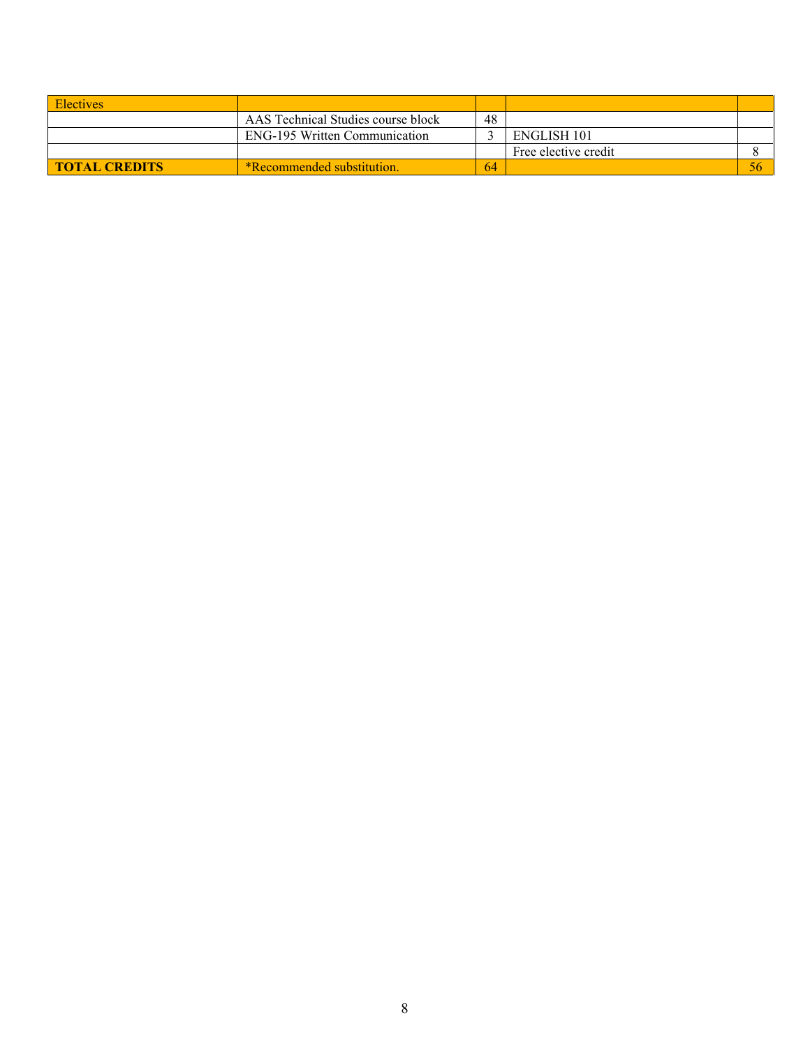| Electives | | | | |
|---|---|---|---|---|
| | AAS Technical Studies course block | 48 | | |
| | ENG-195 Written Communication | 3 | ENGLISH 101 | |
| | | | Free elective credit | 8 |
| **TOTAL CREDITS** | *Recommended substitution. | 64 | | 56 |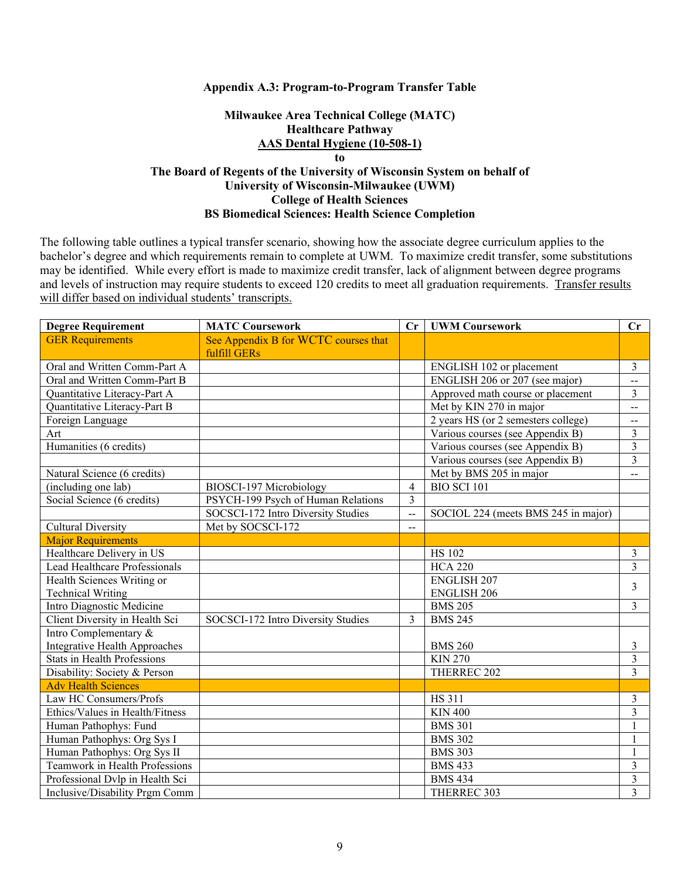### Appendix A.3: Program-to-Program Transfer Table

**Milwaukee Area Technical College (MATC)**
**Healthcare Pathway**
**AAS Dental Hygiene (10-508-1)**
**to**
**The Board of Regents of the University of Wisconsin System on behalf of**
**University of Wisconsin-Milwaukee (UWM)**
**College of Health Sciences**
**BS Biomedical Sciences: Health Science Completion**

The following table outlines a typical transfer scenario, showing how the associate degree curriculum applies to the bachelor's degree and which requirements remain to complete at UWM. To maximize credit transfer, some substitutions may be identified. While every effort is made to maximize credit transfer, lack of alignment between degree programs and levels of instruction may require students to exceed 120 credits to meet all graduation requirements. Transfer results will differ based on individual students' transcripts.

| Degree Requirement | MATC Coursework | Cr | UWM Coursework | Cr |
|---|---|---|---|---|
| GER Requirements | See Appendix B for WCTC courses that fulfill GERs | | | |
| Oral and Written Comm-Part A | | | ENGLISH 102 or placement | 3 |
| Oral and Written Comm-Part B | | | ENGLISH 206 or 207 (see major) | -- |
| Quantitative Literacy-Part A | | | Approved math course or placement | 3 |
| Quantitative Literacy-Part B | | | Met by KIN 270 in major | -- |
| Foreign Language | | | 2 years HS (or 2 semesters college) | -- |
| Art | | | Various courses (see Appendix B) | 3 |
| Humanities (6 credits) | | | Various courses (see Appendix B) | 3 |
| | | | Various courses (see Appendix B) | 3 |
| Natural Science (6 credits) | | | Met by BMS 205 in major | -- |
| (including one lab) | BIOSCI-197 Microbiology | 4 | BIO SCI 101 | |
| Social Science (6 credits) | PSYCH-199 Psych of Human Relations | 3 | | |
| | SOCSCI-172 Intro Diversity Studies | -- | SOCIOL 224 (meets BMS 245 in major) | |
| Cultural Diversity | Met by SOCSCI-172 | -- | | |
| Major Requirements | | | | |
| Healthcare Delivery in US | | | HS 102 | 3 |
| Lead Healthcare Professionals | | | HCA 220 | 3 |
| Health Sciences Writing or Technical Writing | | | ENGLISH 207 ENGLISH 206 | 3 |
| Intro Diagnostic Medicine | | | BMS 205 | 3 |
| Client Diversity in Health Sci | SOCSCI-172 Intro Diversity Studies | 3 | BMS 245 | |
| Intro Complementary & Integrative Health Approaches | | | BMS 260 | 3 |
| Stats in Health Professions | | | KIN 270 | 3 |
| Disability: Society & Person | | | THERREC 202 | 3 |
| Adv Health Sciences | | | | |
| Law HC Consumers/Profs | | | HS 311 | 3 |
| Ethics/Values in Health/Fitness | | | KIN 400 | 3 |
| Human Pathophys: Fund | | | BMS 301 | 1 |
| Human Pathophys: Org Sys I | | | BMS 302 | 1 |
| Human Pathophys: Org Sys II | | | BMS 303 | 1 |
| Teamwork in Health Professions | | | BMS 433 | 3 |
| Professional Dvlp in Health Sci | | | BMS 434 | 3 |
| Inclusive/Disability Prgm Comm | | | THERREC 303 | 3 |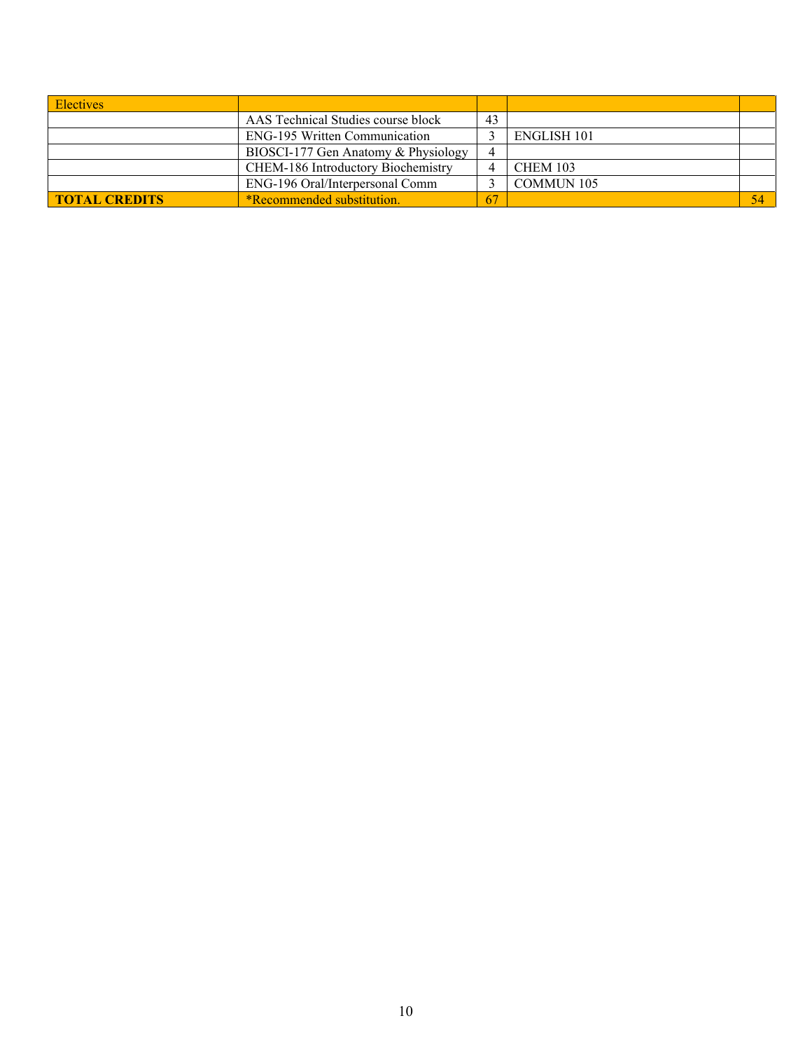| Electives | | | | |
|---|---|---|---|---|
| | AAS Technical Studies course block | 43 | | |
| | ENG-195 Written Communication | 3 | ENGLISH 101 | |
| | BIOSCI-177 Gen Anatomy & Physiology | 4 | | |
| | CHEM-186 Introductory Biochemistry | 4 | CHEM 103 | |
| | ENG-196 Oral/Interpersonal Comm | 3 | COMMUN 105 | |
| **TOTAL CREDITS** | *Recommended substitution. | 67 | | 54 |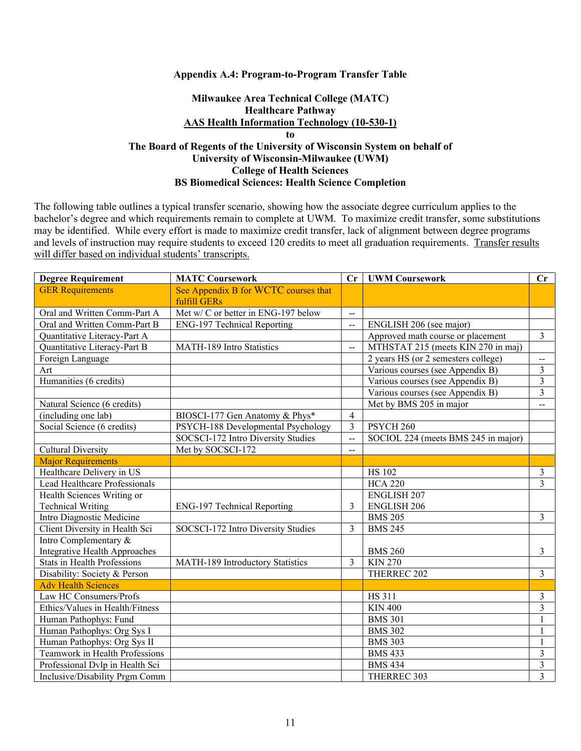**Appendix A.4: Program-to-Program Transfer Table**

**Milwaukee Area Technical College (MATC)**
**Healthcare Pathway**
**AAS Health Information Technology (10-530-1)**
**to**
**The Board of Regents of the University of Wisconsin System on behalf of**
**University of Wisconsin-Milwaukee (UWM)**
**College of Health Sciences**
**BS Biomedical Sciences: Health Science Completion**

The following table outlines a typical transfer scenario, showing how the associate degree curriculum applies to the bachelor's degree and which requirements remain to complete at UWM. To maximize credit transfer, some substitutions may be identified. While every effort is made to maximize credit transfer, lack of alignment between degree programs and levels of instruction may require students to exceed 120 credits to meet all graduation requirements. Transfer results will differ based on individual students' transcripts.

| Degree Requirement | MATC Coursework | Cr | UWM Coursework | Cr |
|---|---|---|---|---|
| GER Requirements | See Appendix B for WCTC courses that fulfill GERs | | | |
| Oral and Written Comm-Part A | Met w/ C or better in ENG-197 below | -- | | |
| Oral and Written Comm-Part B | ENG-197 Technical Reporting | -- | ENGLISH 206 (see major) | |
| Quantitative Literacy-Part A | | | Approved math course or placement | 3 |
| Quantitative Literacy-Part B | MATH-189 Intro Statistics | -- | MTHSTAT 215 (meets KIN 270 in maj) | |
| Foreign Language | | | 2 years HS (or 2 semesters college) | -- |
| Art | | | Various courses (see Appendix B) | 3 |
| Humanities (6 credits) | | | Various courses (see Appendix B) | 3 |
| | | | Various courses (see Appendix B) | 3 |
| Natural Science (6 credits) | | | Met by BMS 205 in major | -- |
| (including one lab) | BIOSCI-177 Gen Anatomy & Phys* | 4 | | |
| Social Science (6 credits) | PSYCH-188 Developmental Psychology | 3 | PSYCH 260 | |
| | SOCSCI-172 Intro Diversity Studies | -- | SOCIOL 224 (meets BMS 245 in major) | |
| Cultural Diversity | Met by SOCSCI-172 | -- | | |
| Major Requirements | | | | |
| Healthcare Delivery in US | | | HS 102 | 3 |
| Lead Healthcare Professionals | | | HCA 220 | 3 |
| Health Sciences Writing or Technical Writing | ENG-197 Technical Reporting | 3 | ENGLISH 207 ENGLISH 206 | |
| Intro Diagnostic Medicine | | | BMS 205 | 3 |
| Client Diversity in Health Sci | SOCSCI-172 Intro Diversity Studies | 3 | BMS 245 | |
| Intro Complementary & Integrative Health Approaches | | | BMS 260 | 3 |
| Stats in Health Professions | MATH-189 Introductory Statistics | 3 | KIN 270 | |
| Disability: Society & Person | | | THERREC 202 | 3 |
| Adv Health Sciences | | | | |
| Law HC Consumers/Profs | | | HS 311 | 3 |
| Ethics/Values in Health/Fitness | | | KIN 400 | 3 |
| Human Pathophys: Fund | | | BMS 301 | 1 |
| Human Pathophys: Org Sys I | | | BMS 302 | 1 |
| Human Pathophys: Org Sys II | | | BMS 303 | 1 |
| Teamwork in Health Professions | | | BMS 433 | 3 |
| Professional Dvlp in Health Sci | | | BMS 434 | 3 |
| Inclusive/Disability Prgm Comm | | | THERREC 303 | 3 |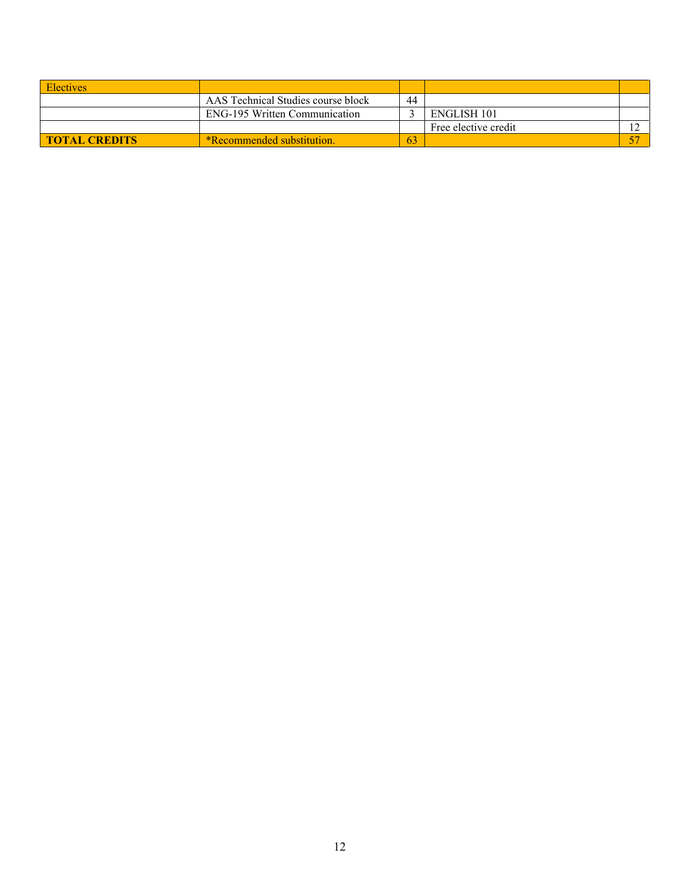| Electives | | | | |
|---|---|---|---|---|
| | AAS Technical Studies course block | 44 | | |
| | ENG-195 Written Communication | 3 | ENGLISH 101 | |
| | | | Free elective credit | 12 |
| **TOTAL CREDITS** | *Recommended substitution. | 63 | | 57 |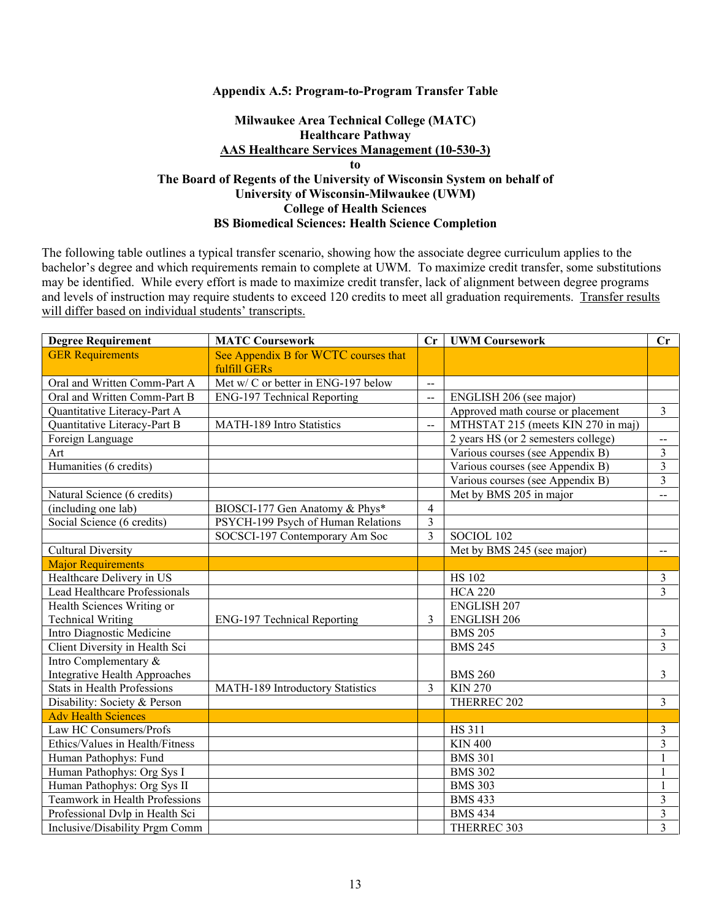**Appendix A.5: Program-to-Program Transfer Table**

**Milwaukee Area Technical College (MATC)**
**Healthcare Pathway**
**AAS Healthcare Services Management (10-530-3)**
**to**
**The Board of Regents of the University of Wisconsin System on behalf of**
**University of Wisconsin-Milwaukee (UWM)**
**College of Health Sciences**
**BS Biomedical Sciences: Health Science Completion**

The following table outlines a typical transfer scenario, showing how the associate degree curriculum applies to the bachelor's degree and which requirements remain to complete at UWM. To maximize credit transfer, some substitutions may be identified. While every effort is made to maximize credit transfer, lack of alignment between degree programs and levels of instruction may require students to exceed 120 credits to meet all graduation requirements. Transfer results will differ based on individual students' transcripts.

| Degree Requirement | MATC Coursework | Cr | UWM Coursework | Cr |
|---|---|---|---|---|
| GER Requirements | See Appendix B for WCTC courses that fulfill GERs | | | |
| Oral and Written Comm-Part A | Met w/ C or better in ENG-197 below | -- | | |
| Oral and Written Comm-Part B | ENG-197 Technical Reporting | -- | ENGLISH 206 (see major) | |
| Quantitative Literacy-Part A | | | Approved math course or placement | 3 |
| Quantitative Literacy-Part B | MATH-189 Intro Statistics | -- | MTHSTAT 215 (meets KIN 270 in maj) | |
| Foreign Language | | | 2 years HS (or 2 semesters college) | -- |
| Art | | | Various courses (see Appendix B) | 3 |
| Humanities (6 credits) | | | Various courses (see Appendix B) | 3 |
| | | | Various courses (see Appendix B) | 3 |
| Natural Science (6 credits) | | | Met by BMS 205 in major | -- |
| (including one lab) | BIOSCI-177 Gen Anatomy & Phys* | 4 | | |
| Social Science (6 credits) | PSYCH-199 Psych of Human Relations | 3 | | |
| | SOCSCI-197 Contemporary Am Soc | 3 | SOCIOL 102 | |
| Cultural Diversity | | | Met by BMS 245 (see major) | -- |
| Major Requirements | | | | |
| Healthcare Delivery in US | | | HS 102 | 3 |
| Lead Healthcare Professionals | | | HCA 220 | 3 |
| Health Sciences Writing or Technical Writing | ENG-197 Technical Reporting | 3 | ENGLISH 207 ENGLISH 206 | |
| Intro Diagnostic Medicine | | | BMS 205 | 3 |
| Client Diversity in Health Sci | | | BMS 245 | 3 |
| Intro Complementary & Integrative Health Approaches | | | BMS 260 | 3 |
| Stats in Health Professions | MATH-189 Introductory Statistics | 3 | KIN 270 | |
| Disability: Society & Person | | | THERREC 202 | 3 |
| Adv Health Sciences | | | | |
| Law HC Consumers/Profs | | | HS 311 | 3 |
| Ethics/Values in Health/Fitness | | | KIN 400 | 3 |
| Human Pathophys: Fund | | | BMS 301 | 1 |
| Human Pathophys: Org Sys I | | | BMS 302 | 1 |
| Human Pathophys: Org Sys II | | | BMS 303 | 1 |
| Teamwork in Health Professions | | | BMS 433 | 3 |
| Professional Dvlp in Health Sci | | | BMS 434 | 3 |
| Inclusive/Disability Prgm Comm | | | THERREC 303 | 3 |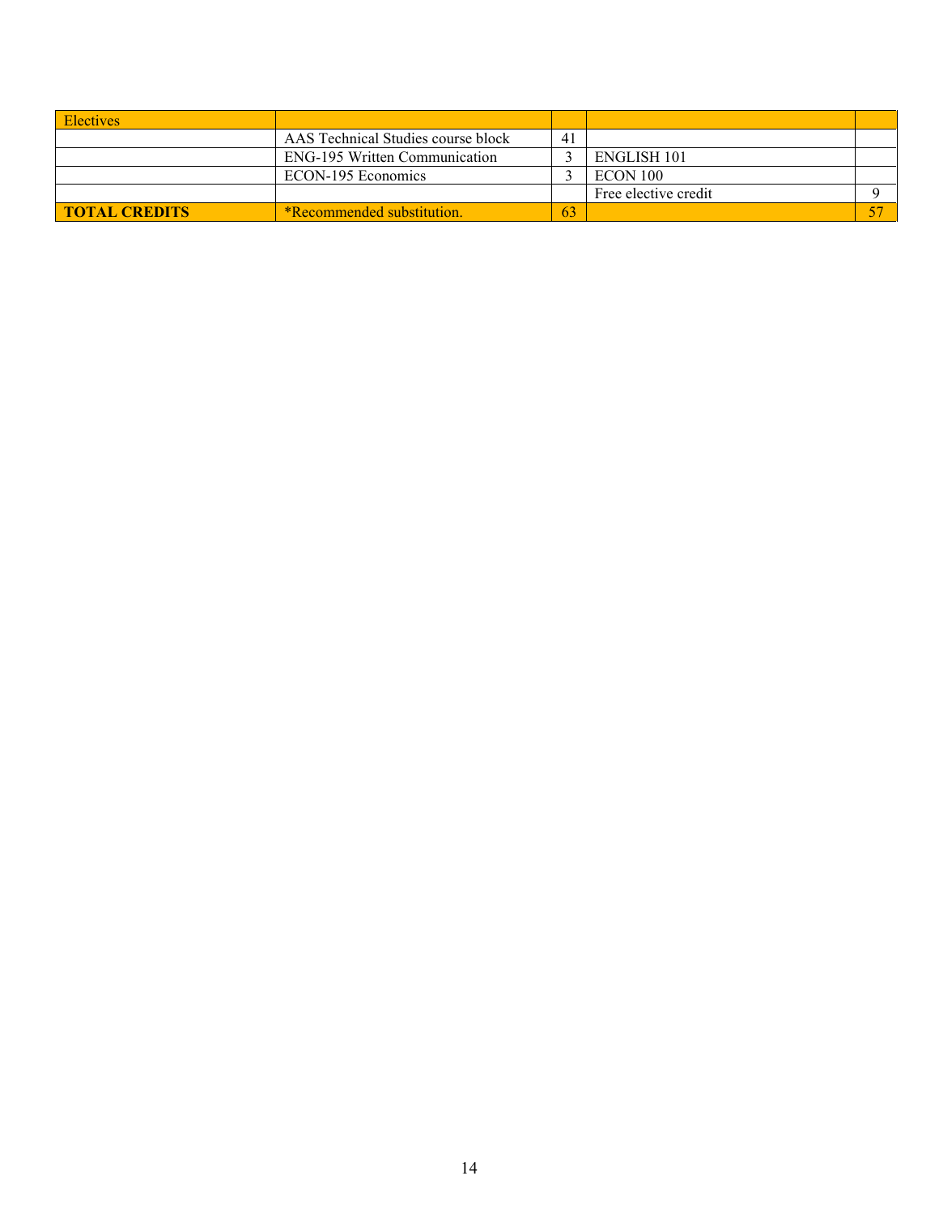| Electives | | | | |
|---|---|---|---|---|
| | AAS Technical Studies course block | 41 | | |
| | ENG-195 Written Communication | 3 | ENGLISH 101 | |
| | ECON-195 Economics | 3 | ECON 100 | |
| | | | Free elective credit | 9 |
| **TOTAL CREDITS** | *Recommended substitution. | 63 | | 57 |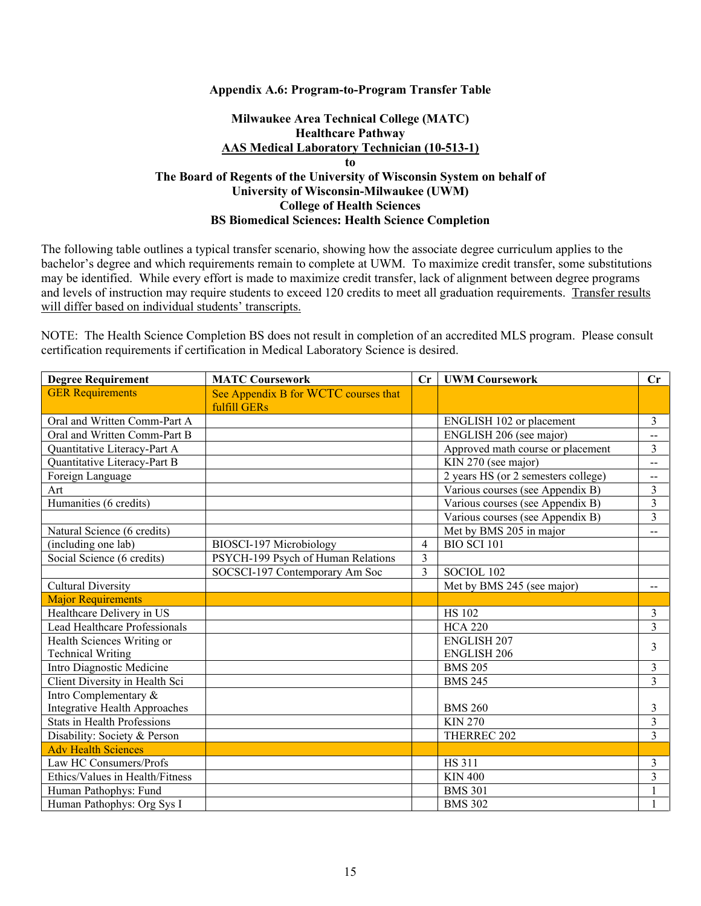**Appendix A.6: Program-to-Program Transfer Table**

**Milwaukee Area Technical College (MATC)**
**Healthcare Pathway**
**AAS Medical Laboratory Technician (10-513-1)**
**to**
**The Board of Regents of the University of Wisconsin System on behalf of**
**University of Wisconsin-Milwaukee (UWM)**
**College of Health Sciences**
**BS Biomedical Sciences: Health Science Completion**

The following table outlines a typical transfer scenario, showing how the associate degree curriculum applies to the bachelor's degree and which requirements remain to complete at UWM. To maximize credit transfer, some substitutions may be identified. While every effort is made to maximize credit transfer, lack of alignment between degree programs and levels of instruction may require students to exceed 120 credits to meet all graduation requirements. Transfer results will differ based on individual students' transcripts.

NOTE: The Health Science Completion BS does not result in completion of an accredited MLS program. Please consult certification requirements if certification in Medical Laboratory Science is desired.

| Degree Requirement | MATC Coursework | Cr | UWM Coursework | Cr |
|---|---|---|---|---|
| GER Requirements | See Appendix B for WCTC courses that fulfill GERs | | | |
| Oral and Written Comm-Part A | | | ENGLISH 102 or placement | 3 |
| Oral and Written Comm-Part B | | | ENGLISH 206 (see major) | -- |
| Quantitative Literacy-Part A | | | Approved math course or placement | 3 |
| Quantitative Literacy-Part B | | | KIN 270 (see major) | -- |
| Foreign Language | | | 2 years HS (or 2 semesters college) | -- |
| Art | | | Various courses (see Appendix B) | 3 |
| Humanities (6 credits) | | | Various courses (see Appendix B) | 3 |
| | | | Various courses (see Appendix B) | 3 |
| Natural Science (6 credits) | | | Met by BMS 205 in major | -- |
| (including one lab) | BIOSCI-197 Microbiology | 4 | BIO SCI 101 | |
| Social Science (6 credits) | PSYCH-199 Psych of Human Relations | 3 | | |
| | SOCSCI-197 Contemporary Am Soc | 3 | SOCIOL 102 | |
| Cultural Diversity | | | Met by BMS 245 (see major) | -- |
| Major Requirements | | | | |
| Healthcare Delivery in US | | | HS 102 | 3 |
| Lead Healthcare Professionals | | | HCA 220 | 3 |
| Health Sciences Writing or Technical Writing | | | ENGLISH 207 ENGLISH 206 | 3 |
| Intro Diagnostic Medicine | | | BMS 205 | 3 |
| Client Diversity in Health Sci | | | BMS 245 | 3 |
| Intro Complementary & Integrative Health Approaches | | | BMS 260 | 3 |
| Stats in Health Professions | | | KIN 270 | 3 |
| Disability: Society & Person | | | THERREC 202 | 3 |
| Adv Health Sciences | | | | |
| Law HC Consumers/Profs | | | HS 311 | 3 |
| Ethics/Values in Health/Fitness | | | KIN 400 | 3 |
| Human Pathophys: Fund | | | BMS 301 | 1 |
| Human Pathophys: Org Sys I | | | BMS 302 | 1 |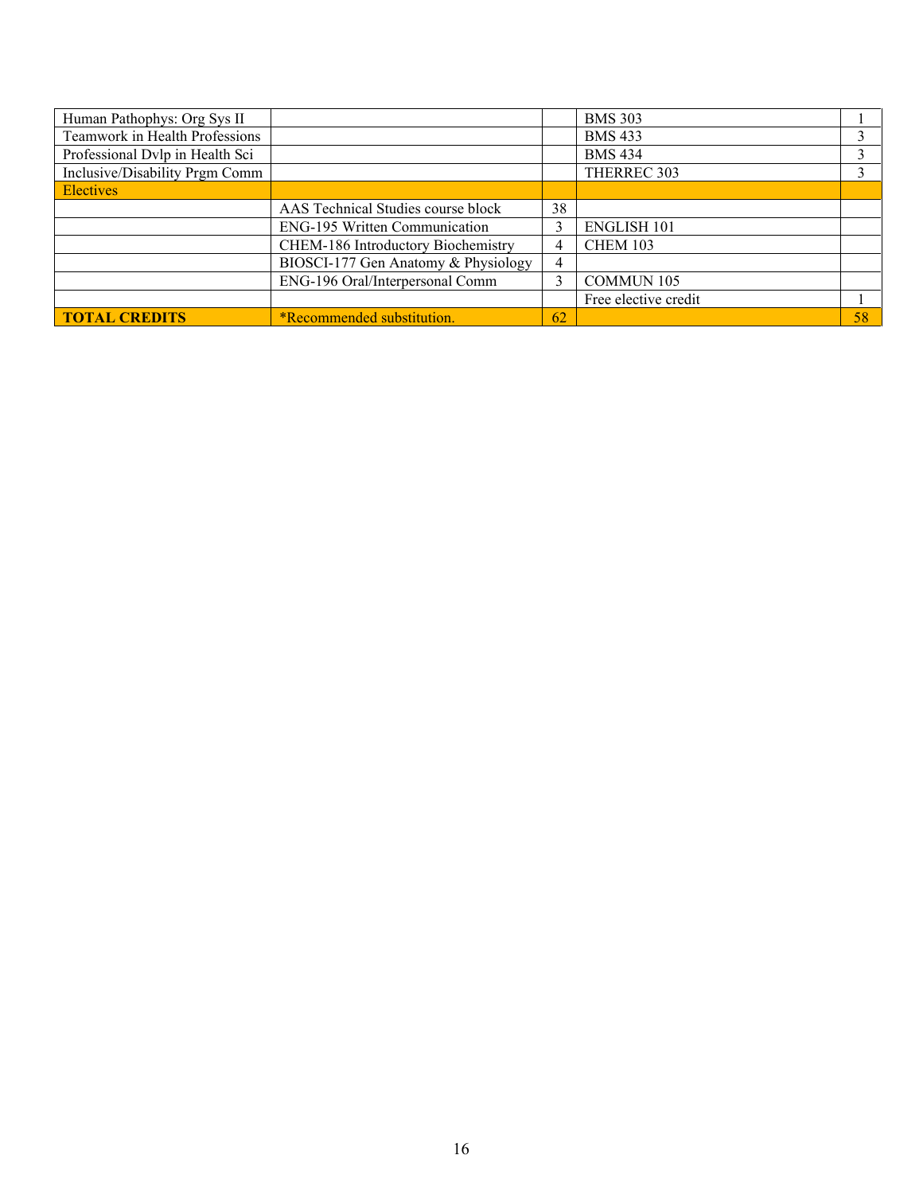| Human Pathophys: Org Sys II | | | BMS 303 | 1 |
|---|---|---|---|---|
| Teamwork in Health Professions | | | BMS 433 | 3 |
| Professional Dvlp in Health Sci | | | BMS 434 | 3 |
| Inclusive/Disability Prgm Comm | | | THERREC 303 | 3 |
| Electives | | | | |
| | AAS Technical Studies course block | 38 | | |
| | ENG-195 Written Communication | 3 | ENGLISH 101 | |
| | CHEM-186 Introductory Biochemistry | 4 | CHEM 103 | |
| | BIOSCI-177 Gen Anatomy & Physiology | 4 | | |
| | ENG-196 Oral/Interpersonal Comm | 3 | COMMUN 105 | |
| | | | Free elective credit | 1 |
| **TOTAL CREDITS** | *Recommended substitution. | 62 | | 58 |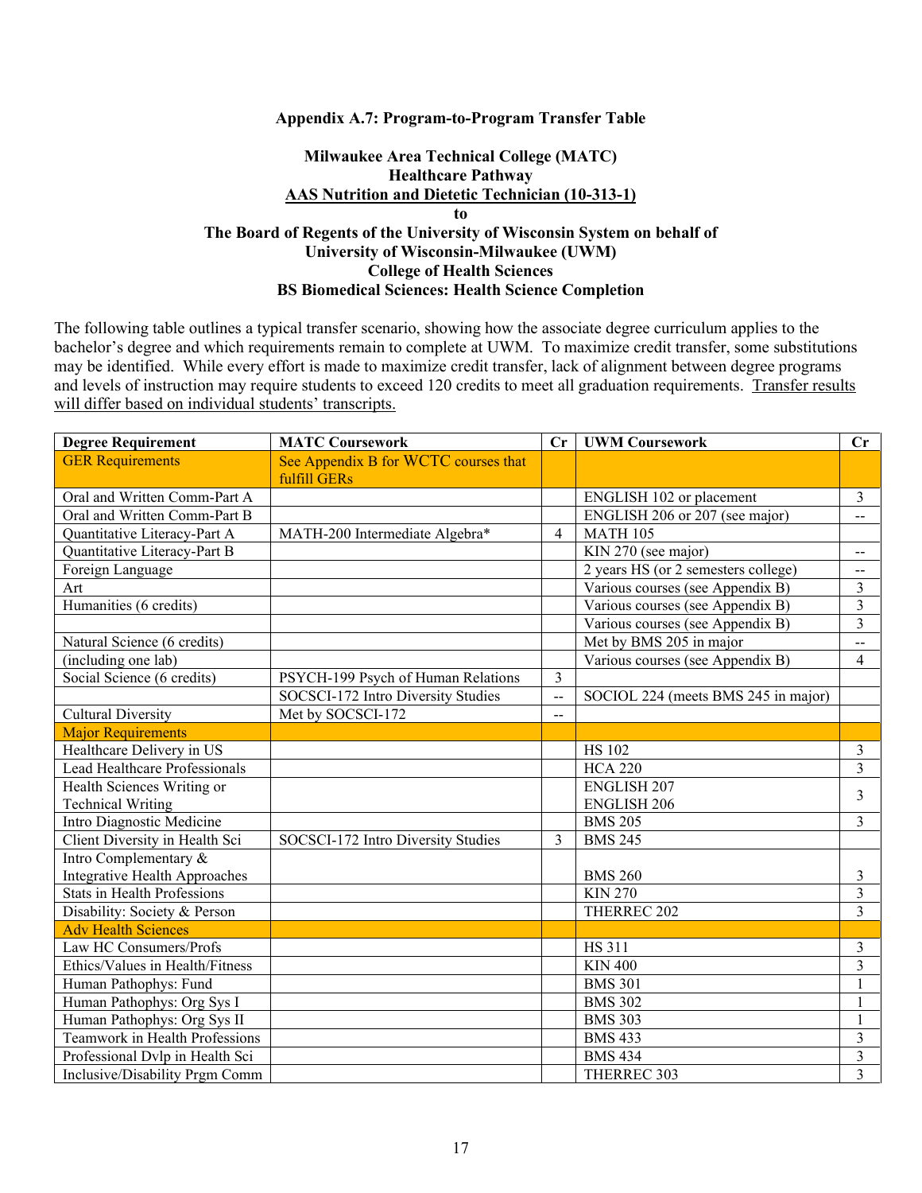**Appendix A.7: Program-to-Program Transfer Table**

**Milwaukee Area Technical College (MATC)**
**Healthcare Pathway**
**AAS Nutrition and Dietetic Technician (10-313-1)**
**to**
**The Board of Regents of the University of Wisconsin System on behalf of**
**University of Wisconsin-Milwaukee (UWM)**
**College of Health Sciences**
**BS Biomedical Sciences: Health Science Completion**

The following table outlines a typical transfer scenario, showing how the associate degree curriculum applies to the bachelor's degree and which requirements remain to complete at UWM. To maximize credit transfer, some substitutions may be identified. While every effort is made to maximize credit transfer, lack of alignment between degree programs and levels of instruction may require students to exceed 120 credits to meet all graduation requirements. Transfer results will differ based on individual students' transcripts.

| Degree Requirement | MATC Coursework | Cr | UWM Coursework | Cr |
|---|---|---|---|---|
| GER Requirements | See Appendix B for WCTC courses that fulfill GERs | | | |
| Oral and Written Comm-Part A | | | ENGLISH 102 or placement | 3 |
| Oral and Written Comm-Part B | | | ENGLISH 206 or 207 (see major) | -- |
| Quantitative Literacy-Part A | MATH-200 Intermediate Algebra* | 4 | MATH 105 | |
| Quantitative Literacy-Part B | | | KIN 270 (see major) | -- |
| Foreign Language | | | 2 years HS (or 2 semesters college) | -- |
| Art | | | Various courses (see Appendix B) | 3 |
| Humanities (6 credits) | | | Various courses (see Appendix B) | 3 |
| | | | Various courses (see Appendix B) | 3 |
| Natural Science (6 credits) | | | Met by BMS 205 in major | -- |
| (including one lab) | | | Various courses (see Appendix B) | 4 |
| Social Science (6 credits) | PSYCH-199 Psych of Human Relations | 3 | | |
| | SOCSCI-172 Intro Diversity Studies | -- | SOCIOL 224 (meets BMS 245 in major) | |
| Cultural Diversity | Met by SOCSCI-172 | -- | | |
| Major Requirements | | | | |
| Healthcare Delivery in US | | | HS 102 | 3 |
| Lead Healthcare Professionals | | | HCA 220 | 3 |
| Health Sciences Writing or Technical Writing | | | ENGLISH 207 ENGLISH 206 | 3 |
| Intro Diagnostic Medicine | | | BMS 205 | 3 |
| Client Diversity in Health Sci | SOCSCI-172 Intro Diversity Studies | 3 | BMS 245 | |
| Intro Complementary & Integrative Health Approaches | | | BMS 260 | 3 |
| Stats in Health Professions | | | KIN 270 | 3 |
| Disability: Society & Person | | | THERREC 202 | 3 |
| Adv Health Sciences | | | | |
| Law HC Consumers/Profs | | | HS 311 | 3 |
| Ethics/Values in Health/Fitness | | | KIN 400 | 3 |
| Human Pathophys: Fund | | | BMS 301 | 1 |
| Human Pathophys: Org Sys I | | | BMS 302 | 1 |
| Human Pathophys: Org Sys II | | | BMS 303 | 1 |
| Teamwork in Health Professions | | | BMS 433 | 3 |
| Professional Dvlp in Health Sci | | | BMS 434 | 3 |
| Inclusive/Disability Prgm Comm | | | THERREC 303 | 3 |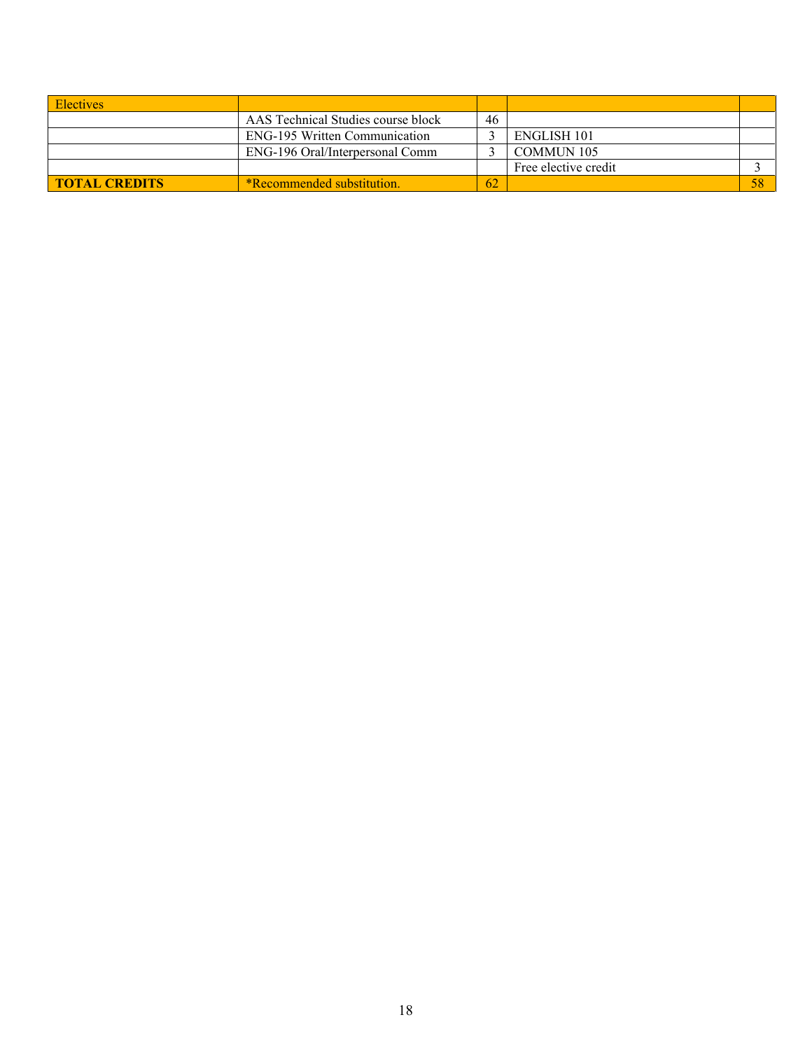| Electives | | | | |
|---|---|---|---|---|
| | AAS Technical Studies course block | 46 | | |
| | ENG-195 Written Communication | 3 | ENGLISH 101 | |
| | ENG-196 Oral/Interpersonal Comm | 3 | COMMUN 105 | |
| | | | Free elective credit | 3 |
| **TOTAL CREDITS** | *Recommended substitution. | 62 | | 58 |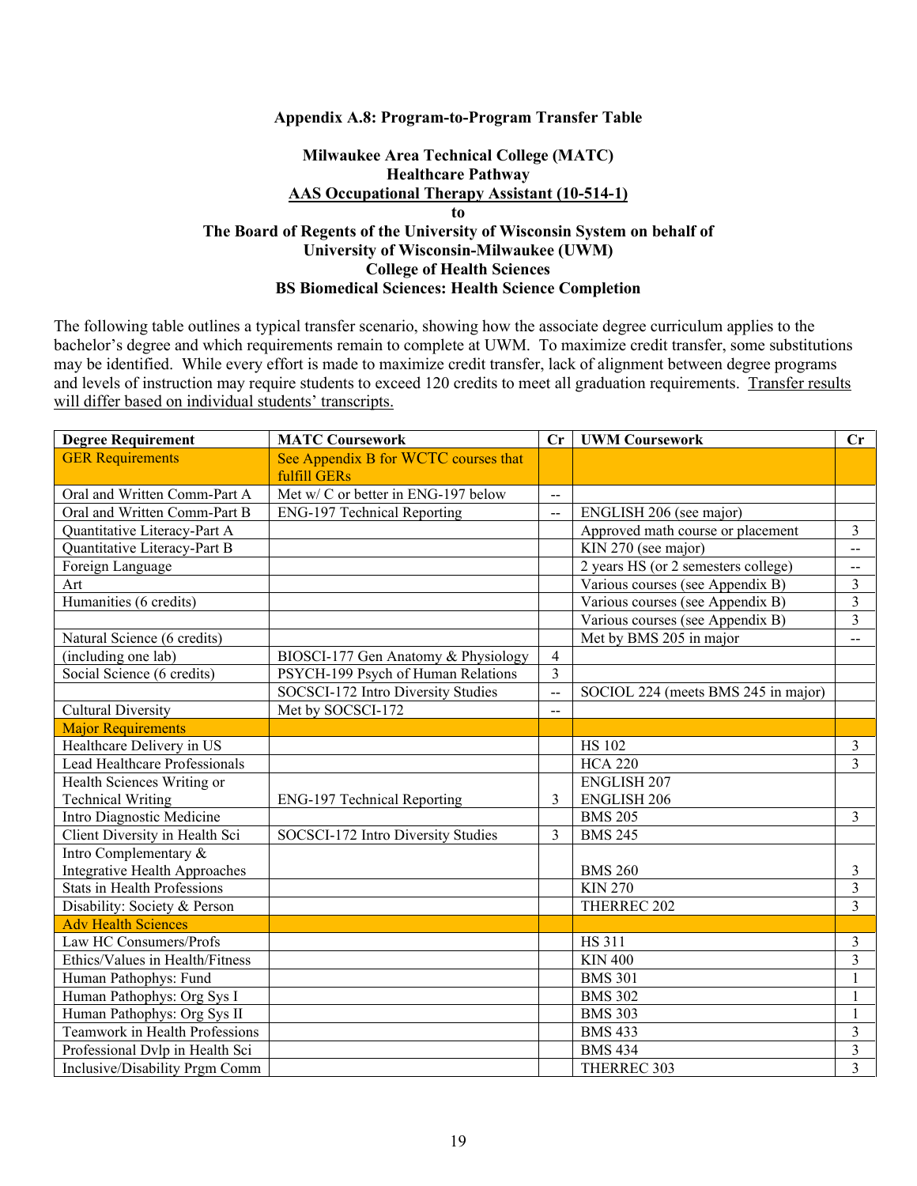**Appendix A.8: Program-to-Program Transfer Table**

**Milwaukee Area Technical College (MATC)**
**Healthcare Pathway**
**AAS Occupational Therapy Assistant (10-514-1)**
**to**
**The Board of Regents of the University of Wisconsin System on behalf of**
**University of Wisconsin-Milwaukee (UWM)**
**College of Health Sciences**
**BS Biomedical Sciences: Health Science Completion**

The following table outlines a typical transfer scenario, showing how the associate degree curriculum applies to the bachelor's degree and which requirements remain to complete at UWM. To maximize credit transfer, some substitutions may be identified. While every effort is made to maximize credit transfer, lack of alignment between degree programs and levels of instruction may require students to exceed 120 credits to meet all graduation requirements. Transfer results will differ based on individual students' transcripts.

| Degree Requirement | MATC Coursework | Cr | UWM Coursework | Cr |
|---|---|---|---|---|
| GER Requirements | See Appendix B for WCTC courses that fulfill GERs | | | |
| Oral and Written Comm-Part A | Met w/ C or better in ENG-197 below | -- | | |
| Oral and Written Comm-Part B | ENG-197 Technical Reporting | -- | ENGLISH 206 (see major) | |
| Quantitative Literacy-Part A | | | Approved math course or placement | 3 |
| Quantitative Literacy-Part B | | | KIN 270 (see major) | -- |
| Foreign Language | | | 2 years HS (or 2 semesters college) | -- |
| Art | | | Various courses (see Appendix B) | 3 |
| Humanities (6 credits) | | | Various courses (see Appendix B) | 3 |
| | | | Various courses (see Appendix B) | 3 |
| Natural Science (6 credits) | | | Met by BMS 205 in major | -- |
| (including one lab) | BIOSCI-177 Gen Anatomy & Physiology | 4 | | |
| Social Science (6 credits) | PSYCH-199 Psych of Human Relations | 3 | | |
| | SOCSCI-172 Intro Diversity Studies | -- | SOCIOL 224 (meets BMS 245 in major) | |
| Cultural Diversity | Met by SOCSCI-172 | -- | | |
| Major Requirements | | | | |
| Healthcare Delivery in US | | | HS 102 | 3 |
| Lead Healthcare Professionals | | | HCA 220 | 3 |
| Health Sciences Writing or Technical Writing | ENG-197 Technical Reporting | 3 | ENGLISH 207 ENGLISH 206 | |
| Intro Diagnostic Medicine | | | BMS 205 | 3 |
| Client Diversity in Health Sci | SOCSCI-172 Intro Diversity Studies | 3 | BMS 245 | |
| Intro Complementary & Integrative Health Approaches | | | BMS 260 | 3 |
| Stats in Health Professions | | | KIN 270 | 3 |
| Disability: Society & Person | | | THERREC 202 | 3 |
| Adv Health Sciences | | | | |
| Law HC Consumers/Profs | | | HS 311 | 3 |
| Ethics/Values in Health/Fitness | | | KIN 400 | 3 |
| Human Pathophys: Fund | | | BMS 301 | 1 |
| Human Pathophys: Org Sys I | | | BMS 302 | 1 |
| Human Pathophys: Org Sys II | | | BMS 303 | 1 |
| Teamwork in Health Professions | | | BMS 433 | 3 |
| Professional Dvlp in Health Sci | | | BMS 434 | 3 |
| Inclusive/Disability Prgm Comm | | | THERREC 303 | 3 |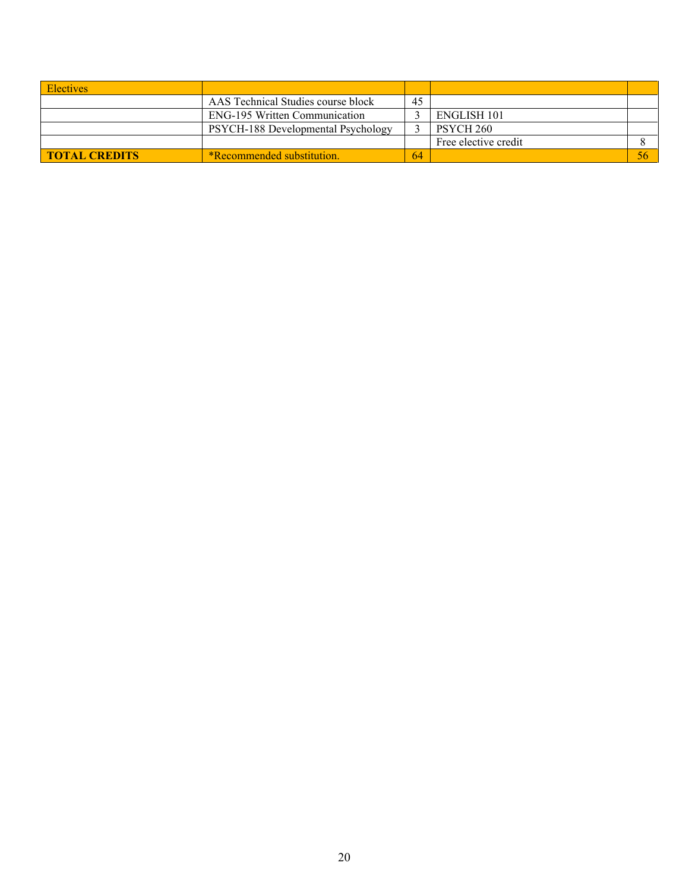| Electives | | | | |
|---|---|---|---|---|
| | AAS Technical Studies course block | 45 | | |
| | ENG-195 Written Communication | 3 | ENGLISH 101 | |
| | PSYCH-188 Developmental Psychology | 3 | PSYCH 260 | |
| | | | Free elective credit | 8 |
| **TOTAL CREDITS** | *Recommended substitution. | 64 | | 56 |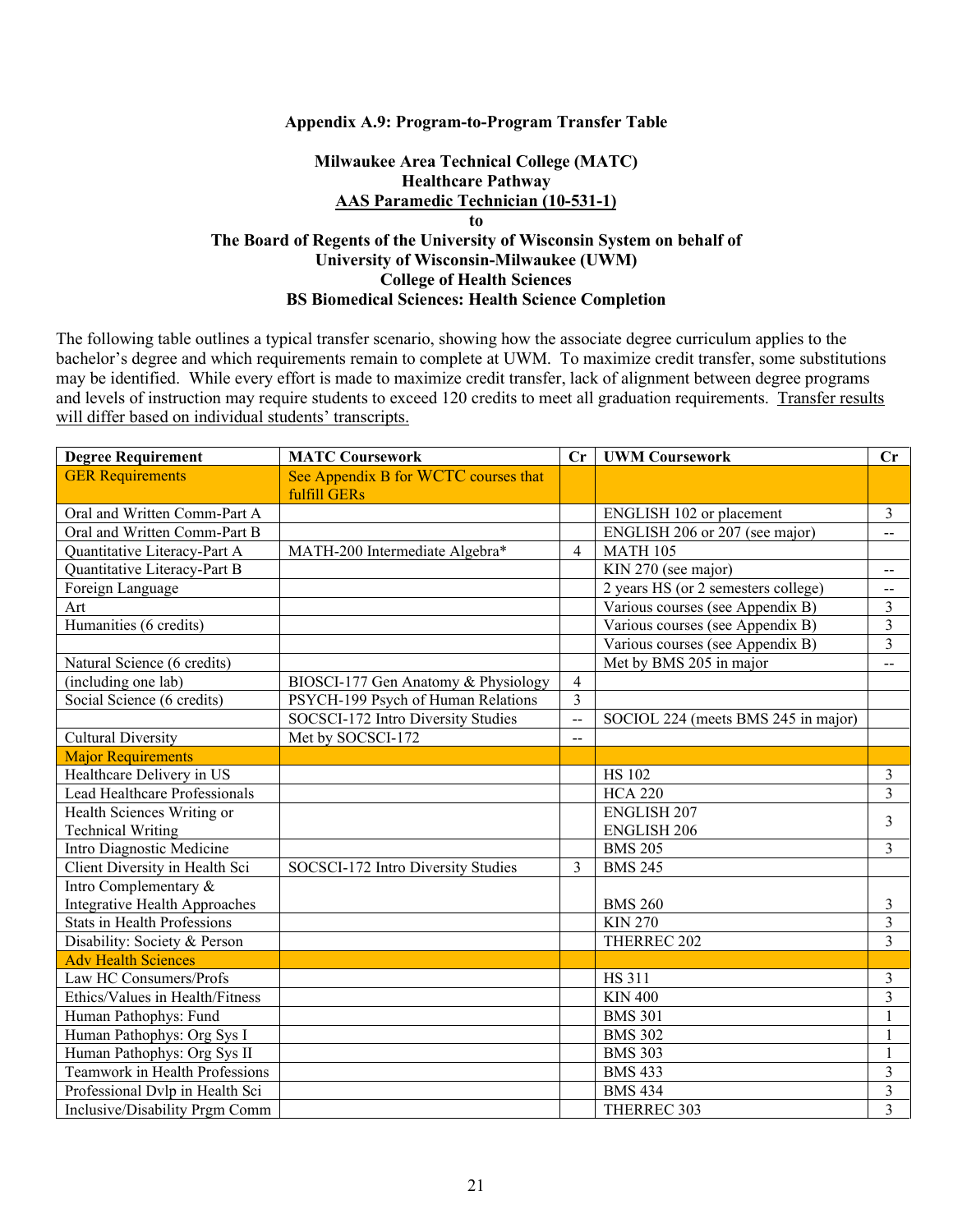### Appendix A.9: Program-to-Program Transfer Table

**Milwaukee Area Technical College (MATC)**
**Healthcare Pathway**
**AAS Paramedic Technician (10-531-1)**
**to**
**The Board of Regents of the University of Wisconsin System on behalf of**
**University of Wisconsin-Milwaukee (UWM)**
**College of Health Sciences**
**BS Biomedical Sciences: Health Science Completion**

The following table outlines a typical transfer scenario, showing how the associate degree curriculum applies to the bachelor's degree and which requirements remain to complete at UWM. To maximize credit transfer, some substitutions may be identified. While every effort is made to maximize credit transfer, lack of alignment between degree programs and levels of instruction may require students to exceed 120 credits to meet all graduation requirements. Transfer results will differ based on individual students' transcripts.

| Degree Requirement | MATC Coursework | Cr | UWM Coursework | Cr |
|---|---|---|---|---|
| GER Requirements | See Appendix B for WCTC courses that fulfill GERs | | | |
| Oral and Written Comm-Part A | | | ENGLISH 102 or placement | 3 |
| Oral and Written Comm-Part B | | | ENGLISH 206 or 207 (see major) | -- |
| Quantitative Literacy-Part A | MATH-200 Intermediate Algebra* | 4 | MATH 105 | |
| Quantitative Literacy-Part B | | | KIN 270 (see major) | -- |
| Foreign Language | | | 2 years HS (or 2 semesters college) | -- |
| Art | | | Various courses (see Appendix B) | 3 |
| Humanities (6 credits) | | | Various courses (see Appendix B) | 3 |
| | | | Various courses (see Appendix B) | 3 |
| Natural Science (6 credits) | | | Met by BMS 205 in major | -- |
| (including one lab) | BIOSCI-177 Gen Anatomy & Physiology | 4 | | |
| Social Science (6 credits) | PSYCH-199 Psych of Human Relations | 3 | | |
| | SOCSCI-172 Intro Diversity Studies | -- | SOCIOL 224 (meets BMS 245 in major) | |
| Cultural Diversity | Met by SOCSCI-172 | -- | | |
| Major Requirements | | | | |
| Healthcare Delivery in US | | | HS 102 | 3 |
| Lead Healthcare Professionals | | | HCA 220 | 3 |
| Health Sciences Writing or Technical Writing | | | ENGLISH 207<br>ENGLISH 206 | 3 |
| Intro Diagnostic Medicine | | | BMS 205 | 3 |
| Client Diversity in Health Sci | SOCSCI-172 Intro Diversity Studies | 3 | BMS 245 | |
| Intro Complementary & Integrative Health Approaches | | | BMS 260 | 3 |
| Stats in Health Professions | | | KIN 270 | 3 |
| Disability: Society & Person | | | THERREC 202 | 3 |
| Adv Health Sciences | | | | |
| Law HC Consumers/Profs | | | HS 311 | 3 |
| Ethics/Values in Health/Fitness | | | KIN 400 | 3 |
| Human Pathophys: Fund | | | BMS 301 | 1 |
| Human Pathophys: Org Sys I | | | BMS 302 | 1 |
| Human Pathophys: Org Sys II | | | BMS 303 | 1 |
| Teamwork in Health Professions | | | BMS 433 | 3 |
| Professional Dvlp in Health Sci | | | BMS 434 | 3 |
| Inclusive/Disability Prgm Comm | | | THERREC 303 | 3 |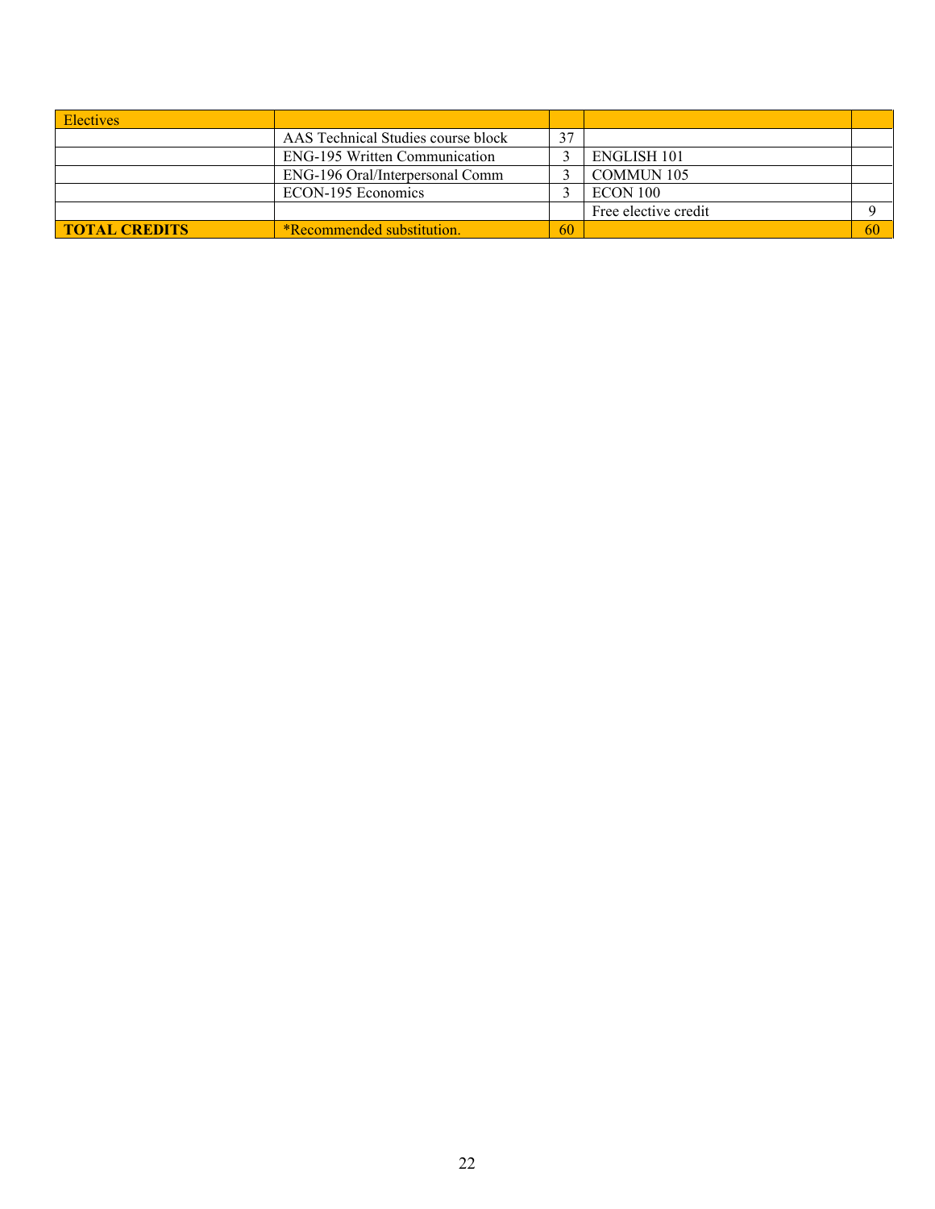| Electives | | | | |
|---|---|---|---|---|
| | AAS Technical Studies course block | 37 | | |
| | ENG-195 Written Communication | 3 | ENGLISH 101 | |
| | ENG-196 Oral/Interpersonal Comm | 3 | COMMUN 105 | |
| | ECON-195 Economics | 3 | ECON 100 | |
| | | | Free elective credit | 9 |
| **TOTAL CREDITS** | *Recommended substitution. | 60 | | 60 |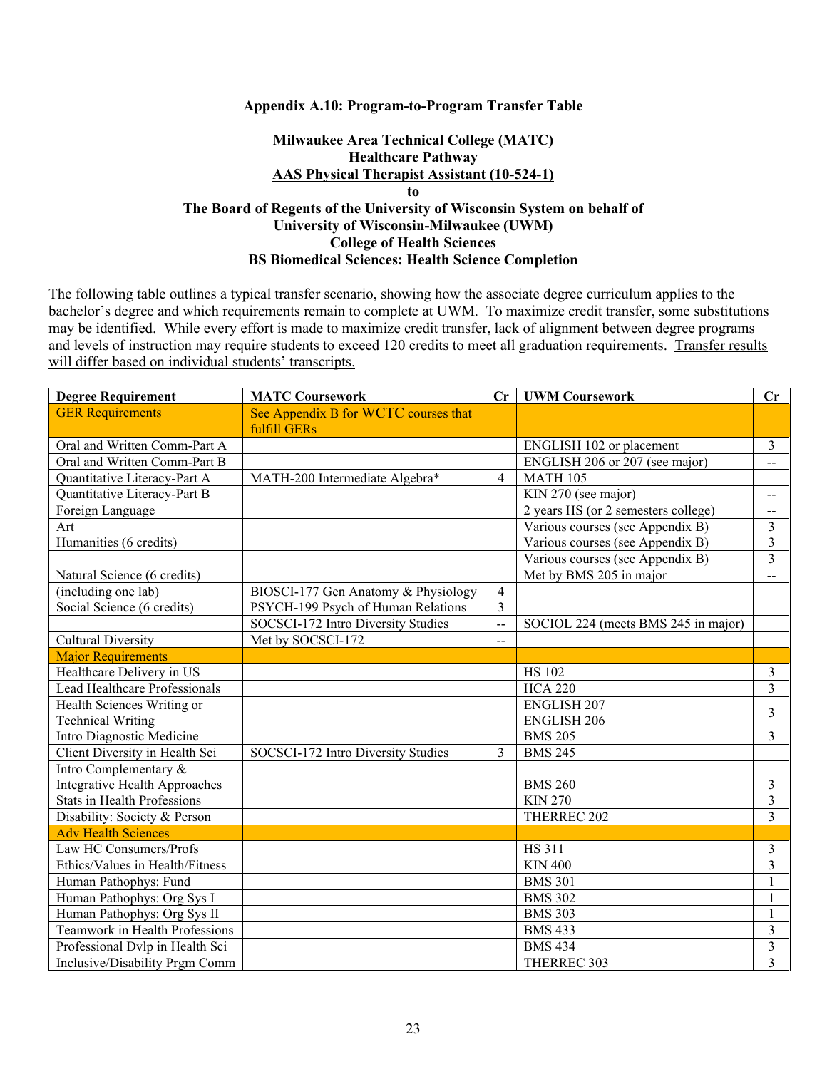### Appendix A.10: Program-to-Program Transfer Table

**Milwaukee Area Technical College (MATC)**
**Healthcare Pathway**
**AAS Physical Therapist Assistant (10-524-1)**
**to**
**The Board of Regents of the University of Wisconsin System on behalf of**
**University of Wisconsin-Milwaukee (UWM)**
**College of Health Sciences**
**BS Biomedical Sciences: Health Science Completion**

The following table outlines a typical transfer scenario, showing how the associate degree curriculum applies to the bachelor's degree and which requirements remain to complete at UWM. To maximize credit transfer, some substitutions may be identified. While every effort is made to maximize credit transfer, lack of alignment between degree programs and levels of instruction may require students to exceed 120 credits to meet all graduation requirements. Transfer results will differ based on individual students' transcripts.

| Degree Requirement | MATC Coursework | Cr | UWM Coursework | Cr |
|---|---|---|---|---|
| GER Requirements | See Appendix B for WCTC courses that fulfill GERs | | | |
| Oral and Written Comm-Part A | | | ENGLISH 102 or placement | 3 |
| Oral and Written Comm-Part B | | | ENGLISH 206 or 207 (see major) | -- |
| Quantitative Literacy-Part A | MATH-200 Intermediate Algebra* | 4 | MATH 105 | |
| Quantitative Literacy-Part B | | | KIN 270 (see major) | -- |
| Foreign Language | | | 2 years HS (or 2 semesters college) | -- |
| Art | | | Various courses (see Appendix B) | 3 |
| Humanities (6 credits) | | | Various courses (see Appendix B) | 3 |
| | | | Various courses (see Appendix B) | 3 |
| Natural Science (6 credits) | | | Met by BMS 205 in major | -- |
| (including one lab) | BIOSCI-177 Gen Anatomy & Physiology | 4 | | |
| Social Science (6 credits) | PSYCH-199 Psych of Human Relations | 3 | | |
| | SOCSCI-172 Intro Diversity Studies | -- | SOCIOL 224 (meets BMS 245 in major) | |
| Cultural Diversity | Met by SOCSCI-172 | -- | | |
| Major Requirements | | | | |
| Healthcare Delivery in US | | | HS 102 | 3 |
| Lead Healthcare Professionals | | | HCA 220 | 3 |
| Health Sciences Writing or Technical Writing | | | ENGLISH 207 ENGLISH 206 | 3 |
| Intro Diagnostic Medicine | | | BMS 205 | 3 |
| Client Diversity in Health Sci | SOCSCI-172 Intro Diversity Studies | 3 | BMS 245 | |
| Intro Complementary & Integrative Health Approaches | | | BMS 260 | 3 |
| Stats in Health Professions | | | KIN 270 | 3 |
| Disability: Society & Person | | | THERREC 202 | 3 |
| Adv Health Sciences | | | | |
| Law HC Consumers/Profs | | | HS 311 | 3 |
| Ethics/Values in Health/Fitness | | | KIN 400 | 3 |
| Human Pathophys: Fund | | | BMS 301 | 1 |
| Human Pathophys: Org Sys I | | | BMS 302 | 1 |
| Human Pathophys: Org Sys II | | | BMS 303 | 1 |
| Teamwork in Health Professions | | | BMS 433 | 3 |
| Professional Dvlp in Health Sci | | | BMS 434 | 3 |
| Inclusive/Disability Prgm Comm | | | THERREC 303 | 3 |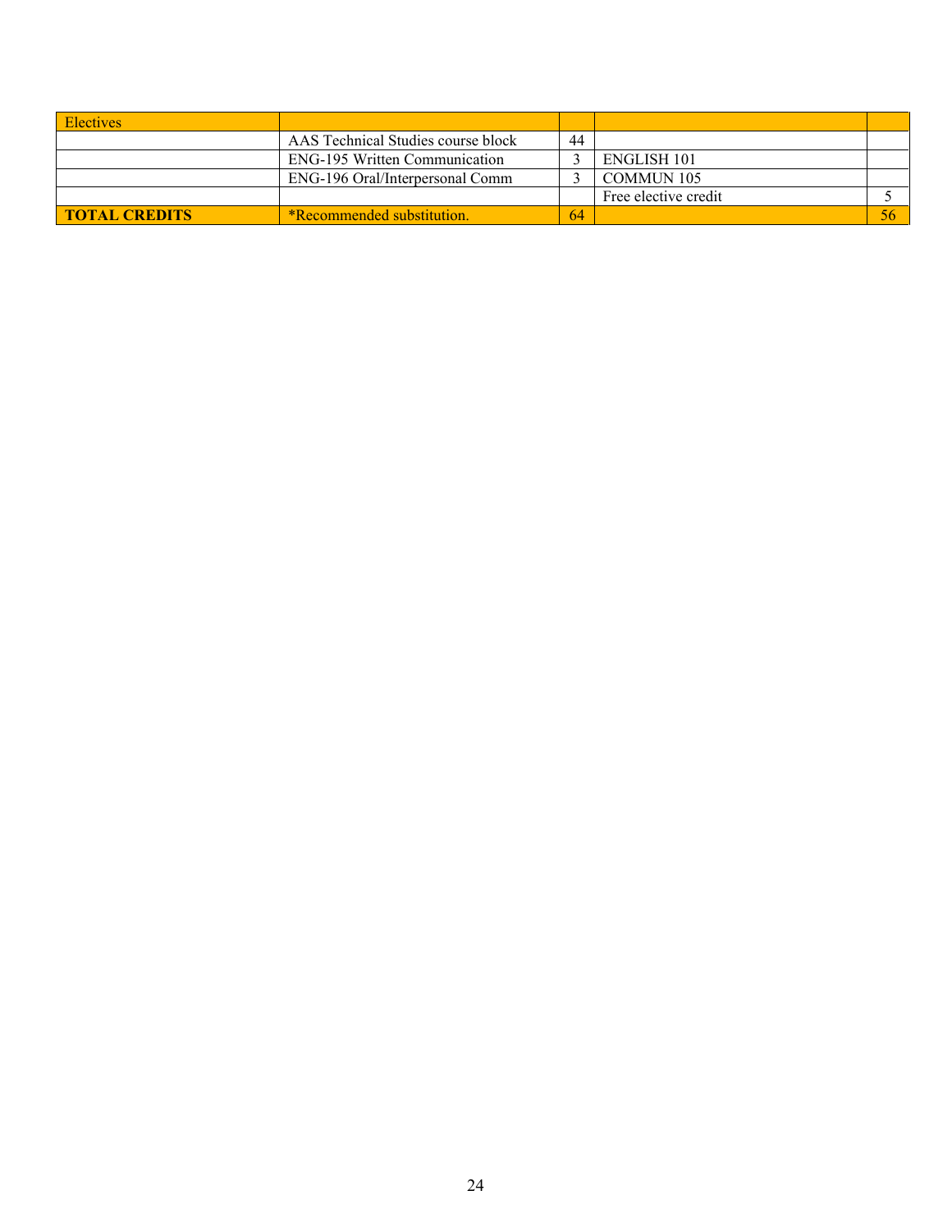| Electives | | | | |
|---|---|---|---|---|
| | AAS Technical Studies course block | 44 | | |
| | ENG-195 Written Communication | 3 | ENGLISH 101 | |
| | ENG-196 Oral/Interpersonal Comm | 3 | COMMUN 105 | |
| | | | Free elective credit | 5 |
| **TOTAL CREDITS** | *Recommended substitution. | 64 | | 56 |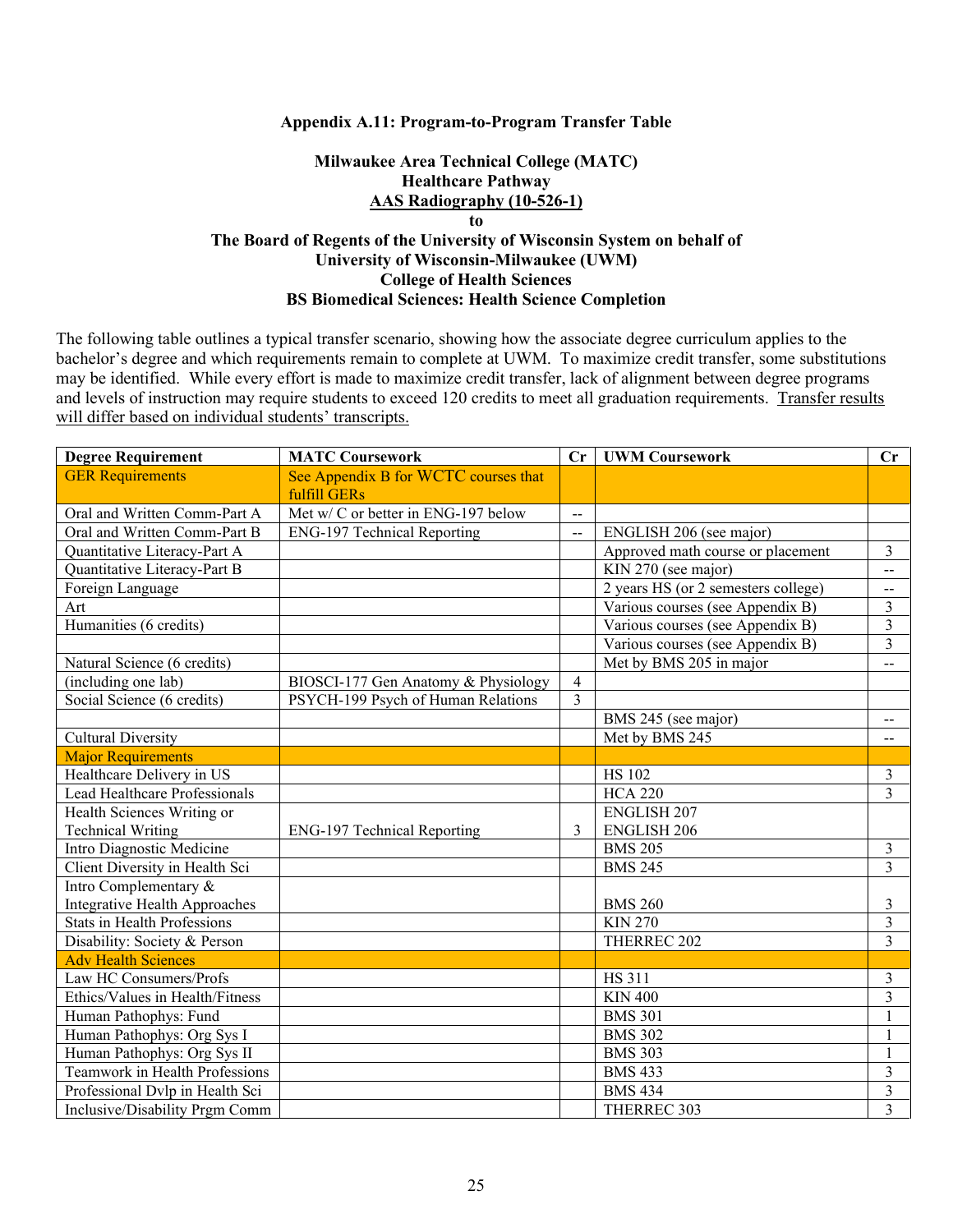### Appendix A.11: Program-to-Program Transfer Table

**Milwaukee Area Technical College (MATC)**
**Healthcare Pathway**
**AAS Radiography (10-526-1)**
**to**
**The Board of Regents of the University of Wisconsin System on behalf of**
**University of Wisconsin-Milwaukee (UWM)**
**College of Health Sciences**
**BS Biomedical Sciences: Health Science Completion**

The following table outlines a typical transfer scenario, showing how the associate degree curriculum applies to the bachelor's degree and which requirements remain to complete at UWM. To maximize credit transfer, some substitutions may be identified. While every effort is made to maximize credit transfer, lack of alignment between degree programs and levels of instruction may require students to exceed 120 credits to meet all graduation requirements. Transfer results will differ based on individual students' transcripts.

| Degree Requirement | MATC Coursework | Cr | UWM Coursework | Cr |
|---|---|---|---|---|
| GER Requirements | See Appendix B for WCTC courses that fulfill GERs | | | |
| Oral and Written Comm-Part A | Met w/ C or better in ENG-197 below | -- | | |
| Oral and Written Comm-Part B | ENG-197 Technical Reporting | -- | ENGLISH 206 (see major) | |
| Quantitative Literacy-Part A | | | Approved math course or placement | 3 |
| Quantitative Literacy-Part B | | | KIN 270 (see major) | -- |
| Foreign Language | | | 2 years HS (or 2 semesters college) | -- |
| Art | | | Various courses (see Appendix B) | 3 |
| Humanities (6 credits) | | | Various courses (see Appendix B) | 3 |
| | | | Various courses (see Appendix B) | 3 |
| Natural Science (6 credits) | | | Met by BMS 205 in major | -- |
| (including one lab) | BIOSCI-177 Gen Anatomy & Physiology | 4 | | |
| Social Science (6 credits) | PSYCH-199 Psych of Human Relations | 3 | | |
| | | | BMS 245 (see major) | -- |
| Cultural Diversity | | | Met by BMS 245 | -- |
| Major Requirements | | | | |
| Healthcare Delivery in US | | | HS 102 | 3 |
| Lead Healthcare Professionals | | | HCA 220 | 3 |
| Health Sciences Writing or Technical Writing | ENG-197 Technical Reporting | 3 | ENGLISH 207 ENGLISH 206 | |
| Intro Diagnostic Medicine | | | BMS 205 | 3 |
| Client Diversity in Health Sci | | | BMS 245 | 3 |
| Intro Complementary & Integrative Health Approaches | | | BMS 260 | 3 |
| Stats in Health Professions | | | KIN 270 | 3 |
| Disability: Society & Person | | | THERREC 202 | 3 |
| Adv Health Sciences | | | | |
| Law HC Consumers/Profs | | | HS 311 | 3 |
| Ethics/Values in Health/Fitness | | | KIN 400 | 3 |
| Human Pathophys: Fund | | | BMS 301 | 1 |
| Human Pathophys: Org Sys I | | | BMS 302 | 1 |
| Human Pathophys: Org Sys II | | | BMS 303 | 1 |
| Teamwork in Health Professions | | | BMS 433 | 3 |
| Professional Dvlp in Health Sci | | | BMS 434 | 3 |
| Inclusive/Disability Prgm Comm | | | THERREC 303 | 3 |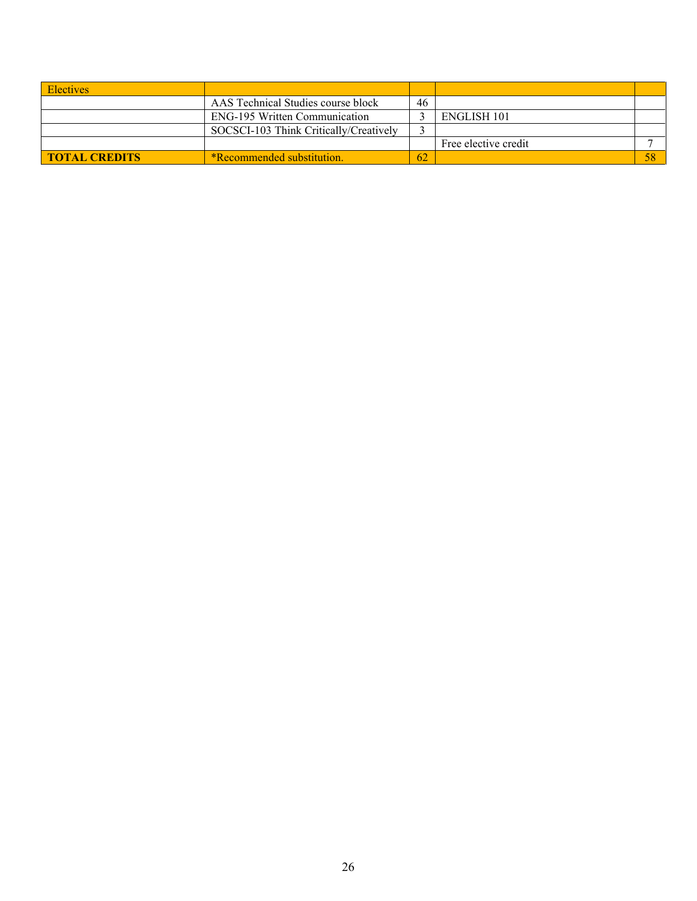| Electives | | | | |
|---|---|---|---|---|
| | AAS Technical Studies course block | 46 | | |
| | ENG-195 Written Communication | 3 | ENGLISH 101 | |
| | SOCSCI-103 Think Critically/Creatively | 3 | | |
| | | | Free elective credit | 7 |
| **TOTAL CREDITS** | *Recommended substitution. | 62 | | 58 |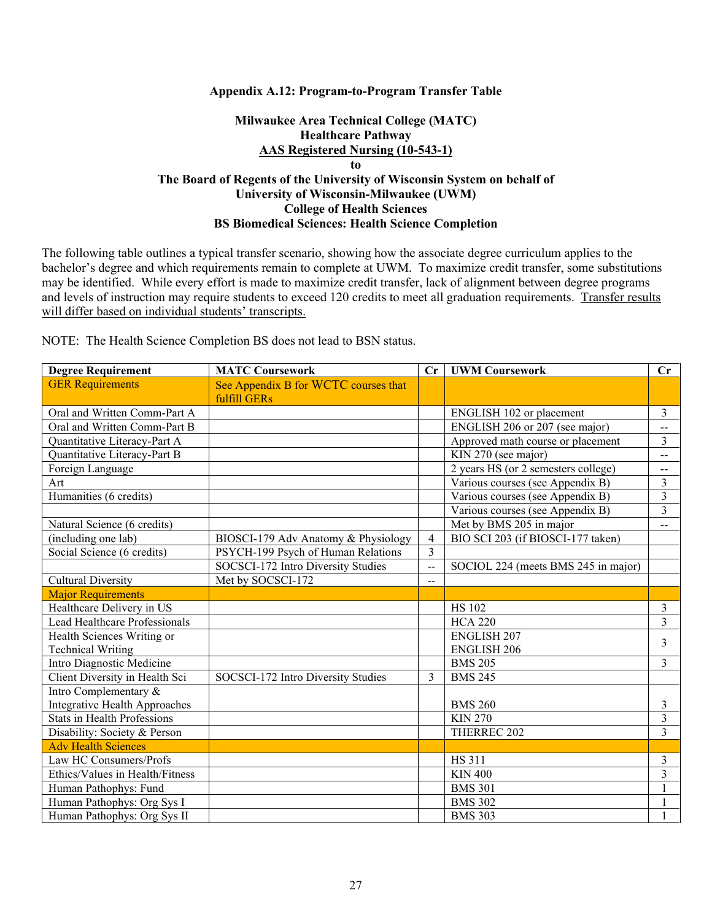**Appendix A.12: Program-to-Program Transfer Table**

**Milwaukee Area Technical College (MATC)**
**Healthcare Pathway**
**AAS Registered Nursing (10-543-1)**
**to**
**The Board of Regents of the University of Wisconsin System on behalf of**
**University of Wisconsin-Milwaukee (UWM)**
**College of Health Sciences**
**BS Biomedical Sciences: Health Science Completion**

The following table outlines a typical transfer scenario, showing how the associate degree curriculum applies to the bachelor's degree and which requirements remain to complete at UWM. To maximize credit transfer, some substitutions may be identified. While every effort is made to maximize credit transfer, lack of alignment between degree programs and levels of instruction may require students to exceed 120 credits to meet all graduation requirements. Transfer results will differ based on individual students' transcripts.

NOTE: The Health Science Completion BS does not lead to BSN status.

| Degree Requirement | MATC Coursework | Cr | UWM Coursework | Cr |
|---|---|---|---|---|
| GER Requirements | See Appendix B for WCTC courses that fulfill GERs | | | |
| Oral and Written Comm-Part A | | | ENGLISH 102 or placement | 3 |
| Oral and Written Comm-Part B | | | ENGLISH 206 or 207 (see major) | -- |
| Quantitative Literacy-Part A | | | Approved math course or placement | 3 |
| Quantitative Literacy-Part B | | | KIN 270 (see major) | -- |
| Foreign Language | | | 2 years HS (or 2 semesters college) | -- |
| Art | | | Various courses (see Appendix B) | 3 |
| Humanities (6 credits) | | | Various courses (see Appendix B) | 3 |
| | | | Various courses (see Appendix B) | 3 |
| Natural Science (6 credits) | | | Met by BMS 205 in major | -- |
| (including one lab) | BIOSCI-179 Adv Anatomy & Physiology | 4 | BIO SCI 203 (if BIOSCI-177 taken) | |
| Social Science (6 credits) | PSYCH-199 Psych of Human Relations | 3 | | |
| | SOCSCI-172 Intro Diversity Studies | -- | SOCIOL 224 (meets BMS 245 in major) | |
| Cultural Diversity | Met by SOCSCI-172 | -- | | |
| Major Requirements | | | | |
| Healthcare Delivery in US | | | HS 102 | 3 |
| Lead Healthcare Professionals | | | HCA 220 | 3 |
| Health Sciences Writing or Technical Writing | | | ENGLISH 207<br>ENGLISH 206 | 3 |
| Intro Diagnostic Medicine | | | BMS 205 | 3 |
| Client Diversity in Health Sci | SOCSCI-172 Intro Diversity Studies | 3 | BMS 245 | |
| Intro Complementary & Integrative Health Approaches | | | BMS 260 | 3 |
| Stats in Health Professions | | | KIN 270 | 3 |
| Disability: Society & Person | | | THERREC 202 | 3 |
| Adv Health Sciences | | | | |
| Law HC Consumers/Profs | | | HS 311 | 3 |
| Ethics/Values in Health/Fitness | | | KIN 400 | 3 |
| Human Pathophys: Fund | | | BMS 301 | 1 |
| Human Pathophys: Org Sys I | | | BMS 302 | 1 |
| Human Pathophys: Org Sys II | | | BMS 303 | 1 |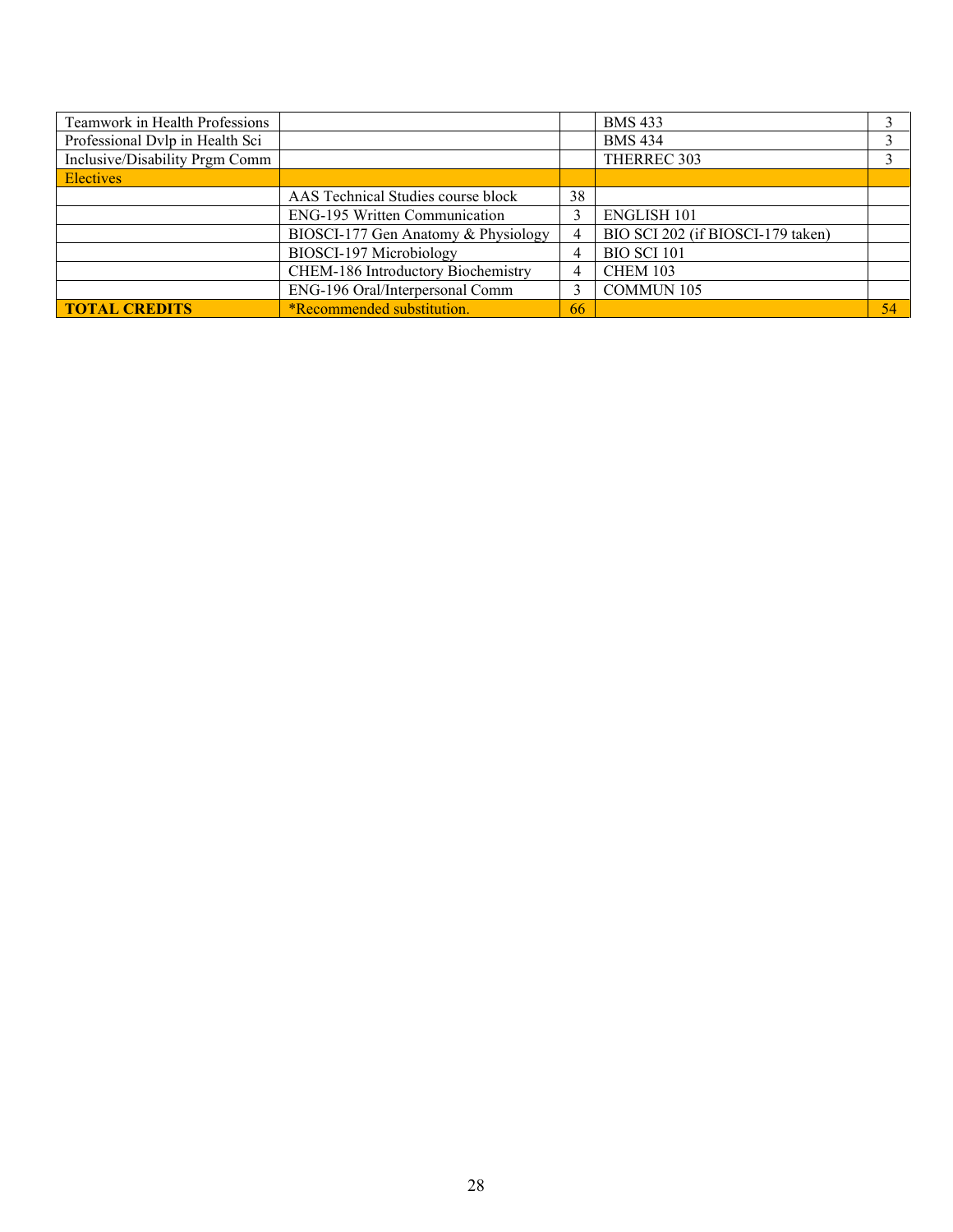| | | | | |
|---|---|---|---|---|
| Teamwork in Health Professions | | | BMS 433 | 3 |
| Professional Dvlp in Health Sci | | | BMS 434 | 3 |
| Inclusive/Disability Prgm Comm | | | THERREC 303 | 3 |
| Electives | | | | |
| | AAS Technical Studies course block | 38 | | |
| | ENG-195 Written Communication | 3 | ENGLISH 101 | |
| | BIOSCI-177 Gen Anatomy & Physiology | 4 | BIO SCI 202 (if BIOSCI-179 taken) | |
| | BIOSCI-197 Microbiology | 4 | BIO SCI 101 | |
| | CHEM-186 Introductory Biochemistry | 4 | CHEM 103 | |
| | ENG-196 Oral/Interpersonal Comm | 3 | COMMUN 105 | |
| **TOTAL CREDITS** | *Recommended substitution. | 66 | | 54 |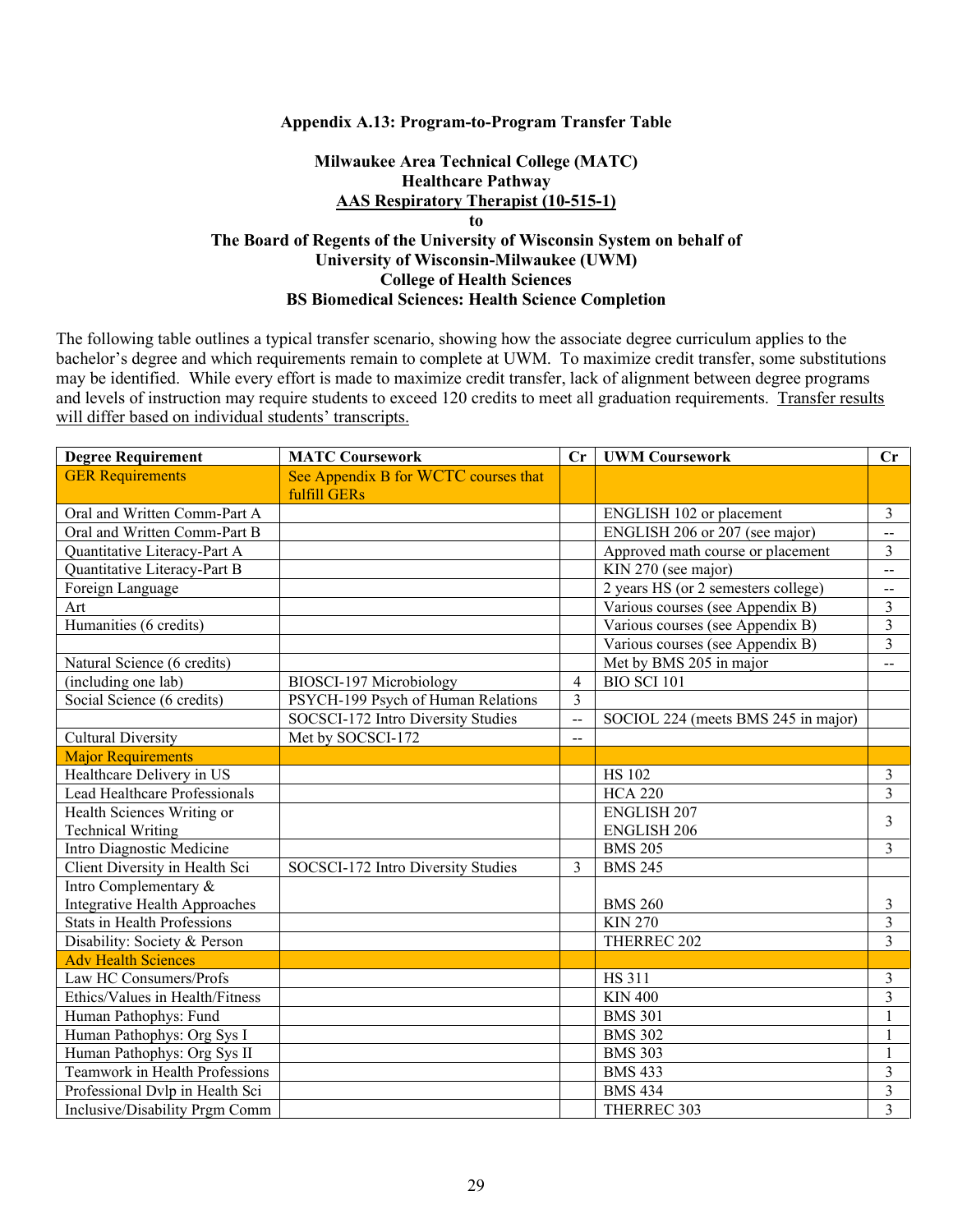**Appendix A.13: Program-to-Program Transfer Table**

**Milwaukee Area Technical College (MATC)**
**Healthcare Pathway**
**AAS Respiratory Therapist (10-515-1)**
**to**
**The Board of Regents of the University of Wisconsin System on behalf of**
**University of Wisconsin-Milwaukee (UWM)**
**College of Health Sciences**
**BS Biomedical Sciences: Health Science Completion**

The following table outlines a typical transfer scenario, showing how the associate degree curriculum applies to the bachelor's degree and which requirements remain to complete at UWM. To maximize credit transfer, some substitutions may be identified. While every effort is made to maximize credit transfer, lack of alignment between degree programs and levels of instruction may require students to exceed 120 credits to meet all graduation requirements. Transfer results will differ based on individual students' transcripts.

| Degree Requirement | MATC Coursework | Cr | UWM Coursework | Cr |
|---|---|---|---|---|
| GER Requirements | See Appendix B for WCTC courses that fulfill GERs | | | |
| Oral and Written Comm-Part A | | | ENGLISH 102 or placement | 3 |
| Oral and Written Comm-Part B | | | ENGLISH 206 or 207 (see major) | -- |
| Quantitative Literacy-Part A | | | Approved math course or placement | 3 |
| Quantitative Literacy-Part B | | | KIN 270 (see major) | -- |
| Foreign Language | | | 2 years HS (or 2 semesters college) | -- |
| Art | | | Various courses (see Appendix B) | 3 |
| Humanities (6 credits) | | | Various courses (see Appendix B) | 3 |
| | | | Various courses (see Appendix B) | 3 |
| Natural Science (6 credits) | | | Met by BMS 205 in major | -- |
| (including one lab) | BIOSCI-197 Microbiology | 4 | BIO SCI 101 | |
| Social Science (6 credits) | PSYCH-199 Psych of Human Relations | 3 | | |
| | SOCSCI-172 Intro Diversity Studies | -- | SOCIOL 224 (meets BMS 245 in major) | |
| Cultural Diversity | Met by SOCSCI-172 | -- | | |
| Major Requirements | | | | |
| Healthcare Delivery in US | | | HS 102 | 3 |
| Lead Healthcare Professionals | | | HCA 220 | 3 |
| Health Sciences Writing or Technical Writing | | | ENGLISH 207 ENGLISH 206 | 3 |
| Intro Diagnostic Medicine | | | BMS 205 | 3 |
| Client Diversity in Health Sci | SOCSCI-172 Intro Diversity Studies | 3 | BMS 245 | |
| Intro Complementary & Integrative Health Approaches | | | BMS 260 | 3 |
| Stats in Health Professions | | | KIN 270 | 3 |
| Disability: Society & Person | | | THERREC 202 | 3 |
| Adv Health Sciences | | | | |
| Law HC Consumers/Profs | | | HS 311 | 3 |
| Ethics/Values in Health/Fitness | | | KIN 400 | 3 |
| Human Pathophys: Fund | | | BMS 301 | 1 |
| Human Pathophys: Org Sys I | | | BMS 302 | 1 |
| Human Pathophys: Org Sys II | | | BMS 303 | 1 |
| Teamwork in Health Professions | | | BMS 433 | 3 |
| Professional Dvlp in Health Sci | | | BMS 434 | 3 |
| Inclusive/Disability Prgm Comm | | | THERREC 303 | 3 |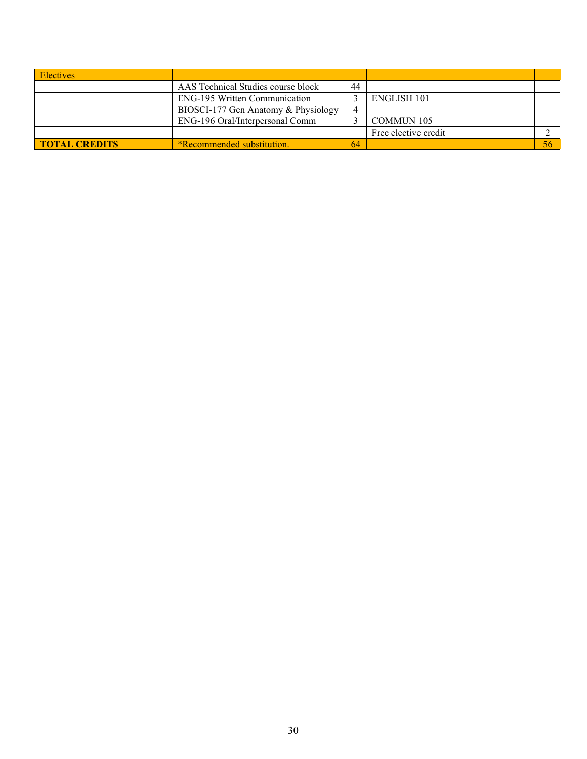| Electives | | | | |
|---|---|---|---|---|
| | AAS Technical Studies course block | 44 | | |
| | ENG-195 Written Communication | 3 | ENGLISH 101 | |
| | BIOSCI-177 Gen Anatomy & Physiology | 4 | | |
| | ENG-196 Oral/Interpersonal Comm | 3 | COMMUN 105 | |
| | | | Free elective credit | 2 |
| **TOTAL CREDITS** | *Recommended substitution. | 64 | | 56 |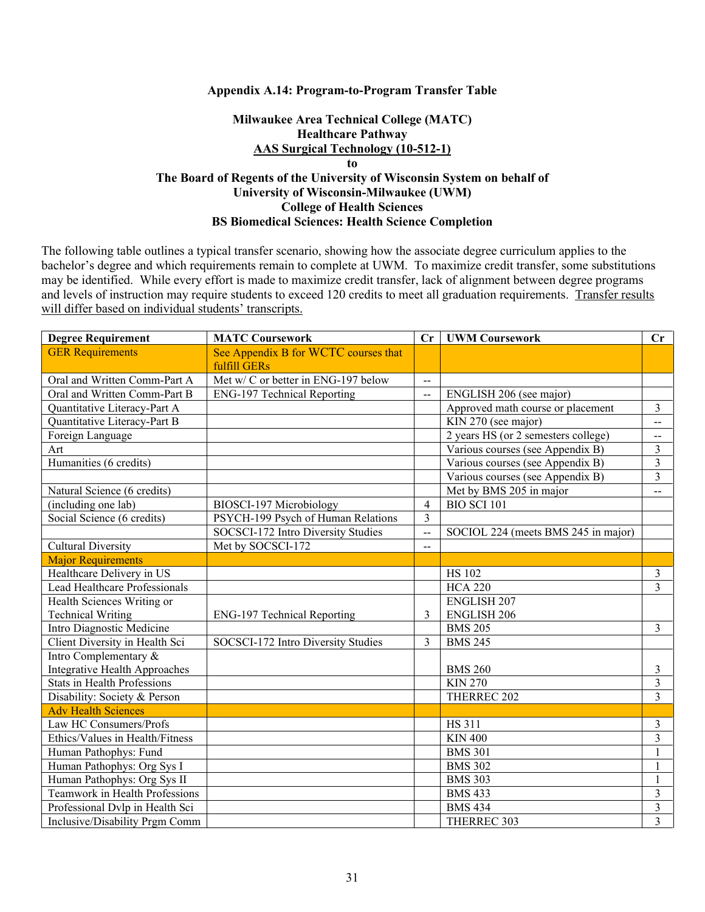**Appendix A.14: Program-to-Program Transfer Table**

**Milwaukee Area Technical College (MATC)**
**Healthcare Pathway**
**AAS Surgical Technology (10-512-1)**
**to**
**The Board of Regents of the University of Wisconsin System on behalf of**
**University of Wisconsin-Milwaukee (UWM)**
**College of Health Sciences**
**BS Biomedical Sciences: Health Science Completion**

The following table outlines a typical transfer scenario, showing how the associate degree curriculum applies to the bachelor's degree and which requirements remain to complete at UWM. To maximize credit transfer, some substitutions may be identified. While every effort is made to maximize credit transfer, lack of alignment between degree programs and levels of instruction may require students to exceed 120 credits to meet all graduation requirements. Transfer results will differ based on individual students' transcripts.

| Degree Requirement | MATC Coursework | Cr | UWM Coursework | Cr |
|---|---|---|---|---|
| GER Requirements | See Appendix B for WCTC courses that fulfill GERs | | | |
| Oral and Written Comm-Part A | Met w/ C or better in ENG-197 below | -- | | |
| Oral and Written Comm-Part B | ENG-197 Technical Reporting | -- | ENGLISH 206 (see major) | |
| Quantitative Literacy-Part A | | | Approved math course or placement | 3 |
| Quantitative Literacy-Part B | | | KIN 270 (see major) | -- |
| Foreign Language | | | 2 years HS (or 2 semesters college) | -- |
| Art | | | Various courses (see Appendix B) | 3 |
| Humanities (6 credits) | | | Various courses (see Appendix B) | 3 |
| | | | Various courses (see Appendix B) | 3 |
| Natural Science (6 credits) | | | Met by BMS 205 in major | -- |
| (including one lab) | BIOSCI-197 Microbiology | 4 | BIO SCI 101 | |
| Social Science (6 credits) | PSYCH-199 Psych of Human Relations | 3 | | |
| | SOCSCI-172 Intro Diversity Studies | -- | SOCIOL 224 (meets BMS 245 in major) | |
| Cultural Diversity | Met by SOCSCI-172 | -- | | |
| Major Requirements | | | | |
| Healthcare Delivery in US | | | HS 102 | 3 |
| Lead Healthcare Professionals | | | HCA 220 | 3 |
| Health Sciences Writing or Technical Writing | ENG-197 Technical Reporting | 3 | ENGLISH 207 ENGLISH 206 | |
| Intro Diagnostic Medicine | | | BMS 205 | 3 |
| Client Diversity in Health Sci | SOCSCI-172 Intro Diversity Studies | 3 | BMS 245 | |
| Intro Complementary & Integrative Health Approaches | | | BMS 260 | 3 |
| Stats in Health Professions | | | KIN 270 | 3 |
| Disability: Society & Person | | | THERREC 202 | 3 |
| Adv Health Sciences | | | | |
| Law HC Consumers/Profs | | | HS 311 | 3 |
| Ethics/Values in Health/Fitness | | | KIN 400 | 3 |
| Human Pathophys: Fund | | | BMS 301 | 1 |
| Human Pathophys: Org Sys I | | | BMS 302 | 1 |
| Human Pathophys: Org Sys II | | | BMS 303 | 1 |
| Teamwork in Health Professions | | | BMS 433 | 3 |
| Professional Dvlp in Health Sci | | | BMS 434 | 3 |
| Inclusive/Disability Prgm Comm | | | THERREC 303 | 3 |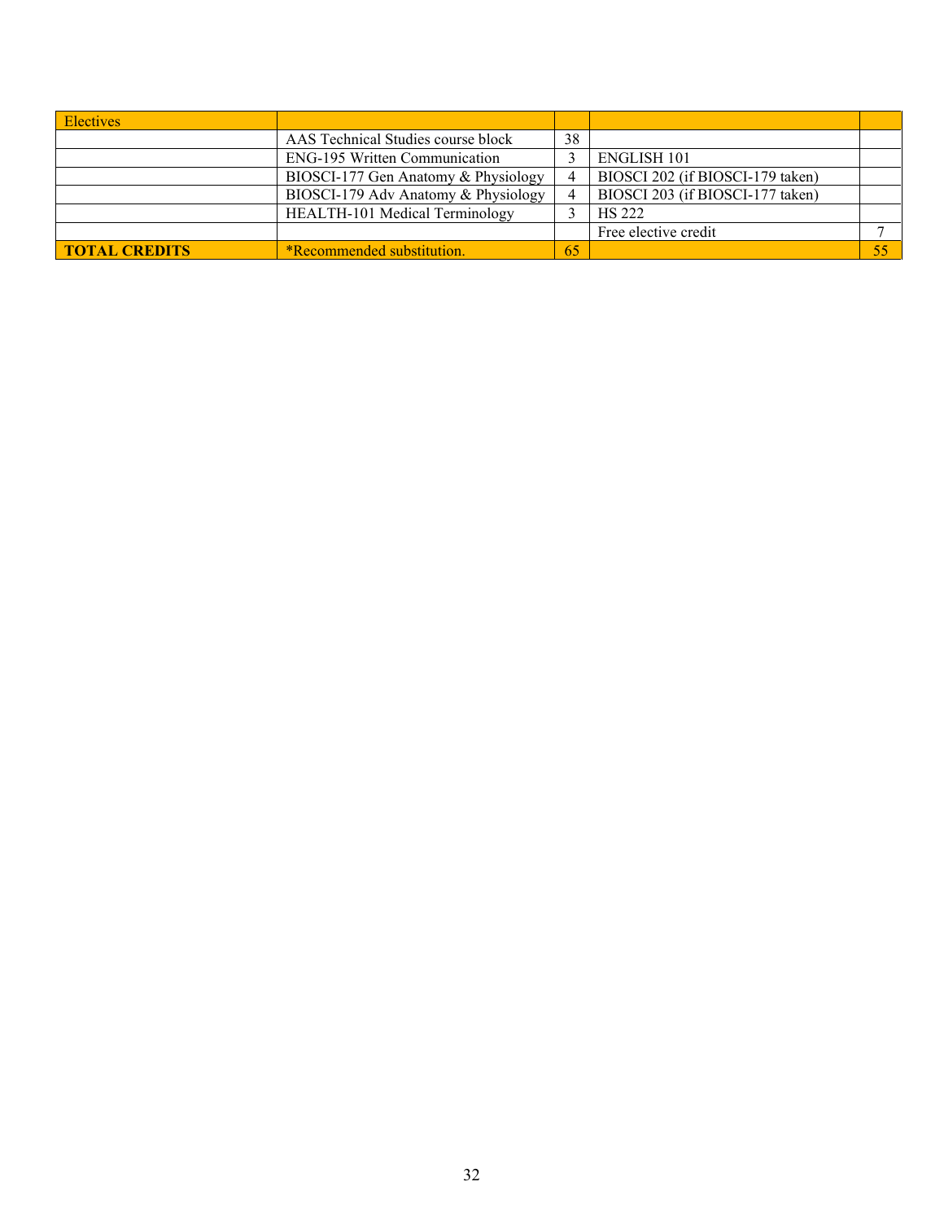| Electives | | | | |
|---|---|---|---|---|
| | AAS Technical Studies course block | 38 | | |
| | ENG-195 Written Communication | 3 | ENGLISH 101 | |
| | BIOSCI-177 Gen Anatomy & Physiology | 4 | BIOSCI 202 (if BIOSCI-179 taken) | |
| | BIOSCI-179 Adv Anatomy & Physiology | 4 | BIOSCI 203 (if BIOSCI-177 taken) | |
| | HEALTH-101 Medical Terminology | 3 | HS 222 | |
| | | | Free elective credit | 7 |
| **TOTAL CREDITS** | *Recommended substitution. | 65 | | 55 |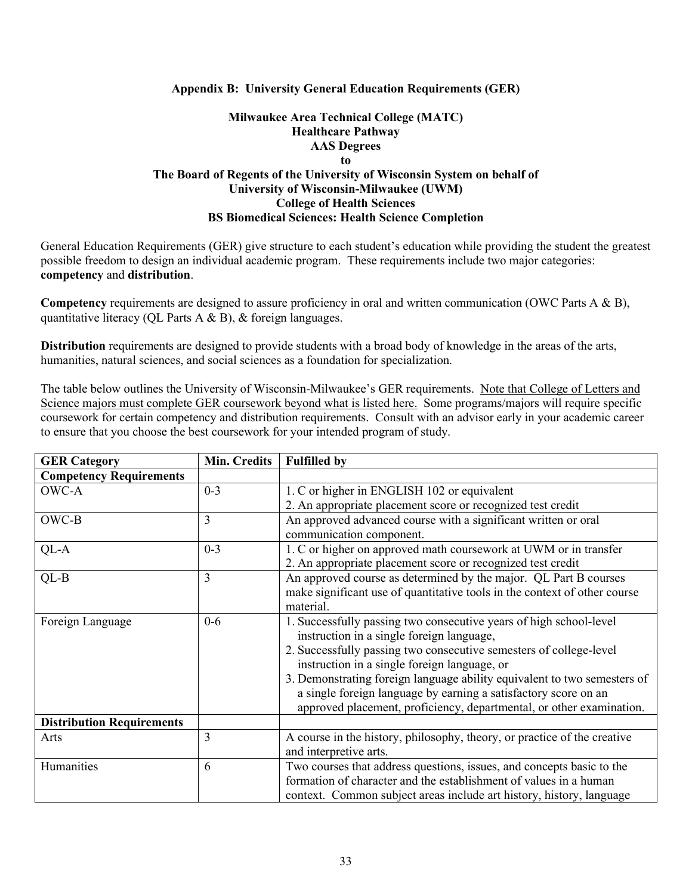## Appendix B: University General Education Requirements (GER)

**Milwaukee Area Technical College (MATC)**
**Healthcare Pathway**
**AAS Degrees**
**to**
**The Board of Regents of the University of Wisconsin System on behalf of**
**University of Wisconsin-Milwaukee (UWM)**
**College of Health Sciences**
**BS Biomedical Sciences: Health Science Completion**

General Education Requirements (GER) give structure to each student's education while providing the student the greatest possible freedom to design an individual academic program. These requirements include two major categories: **competency** and **distribution**.

**Competency** requirements are designed to assure proficiency in oral and written communication (OWC Parts A & B), quantitative literacy (QL Parts A & B), & foreign languages.

**Distribution** requirements are designed to provide students with a broad body of knowledge in the areas of the arts, humanities, natural sciences, and social sciences as a foundation for specialization.

The table below outlines the University of Wisconsin-Milwaukee's GER requirements. <u>Note that College of Letters and Science majors must complete GER coursework beyond what is listed here.</u> Some programs/majors will require specific coursework for certain competency and distribution requirements. Consult with an advisor early in your academic career to ensure that you choose the best coursework for your intended program of study.

| GER Category | Min. Credits | Fulfilled by |
|---|---|---|
| **Competency Requirements** | | |
| OWC-A | 0-3 | 1. C or higher in ENGLISH 102 or equivalent<br>2. An appropriate placement score or recognized test credit |
| OWC-B | 3 | An approved advanced course with a significant written or oral communication component. |
| QL-A | 0-3 | 1. C or higher on approved math coursework at UWM or in transfer<br>2. An appropriate placement score or recognized test credit |
| QL-B | 3 | An approved course as determined by the major. QL Part B courses make significant use of quantitative tools in the context of other course material. |
| Foreign Language | 0-6 | 1. Successfully passing two consecutive years of high school-level instruction in a single foreign language,<br>2. Successfully passing two consecutive semesters of college-level instruction in a single foreign language, or<br>3. Demonstrating foreign language ability equivalent to two semesters of a single foreign language by earning a satisfactory score on an approved placement, proficiency, departmental, or other examination. |
| **Distribution Requirements** | | |
| Arts | 3 | A course in the history, philosophy, theory, or practice of the creative and interpretive arts. |
| Humanities | 6 | Two courses that address questions, issues, and concepts basic to the formation of character and the establishment of values in a human context. Common subject areas include art history, history, language |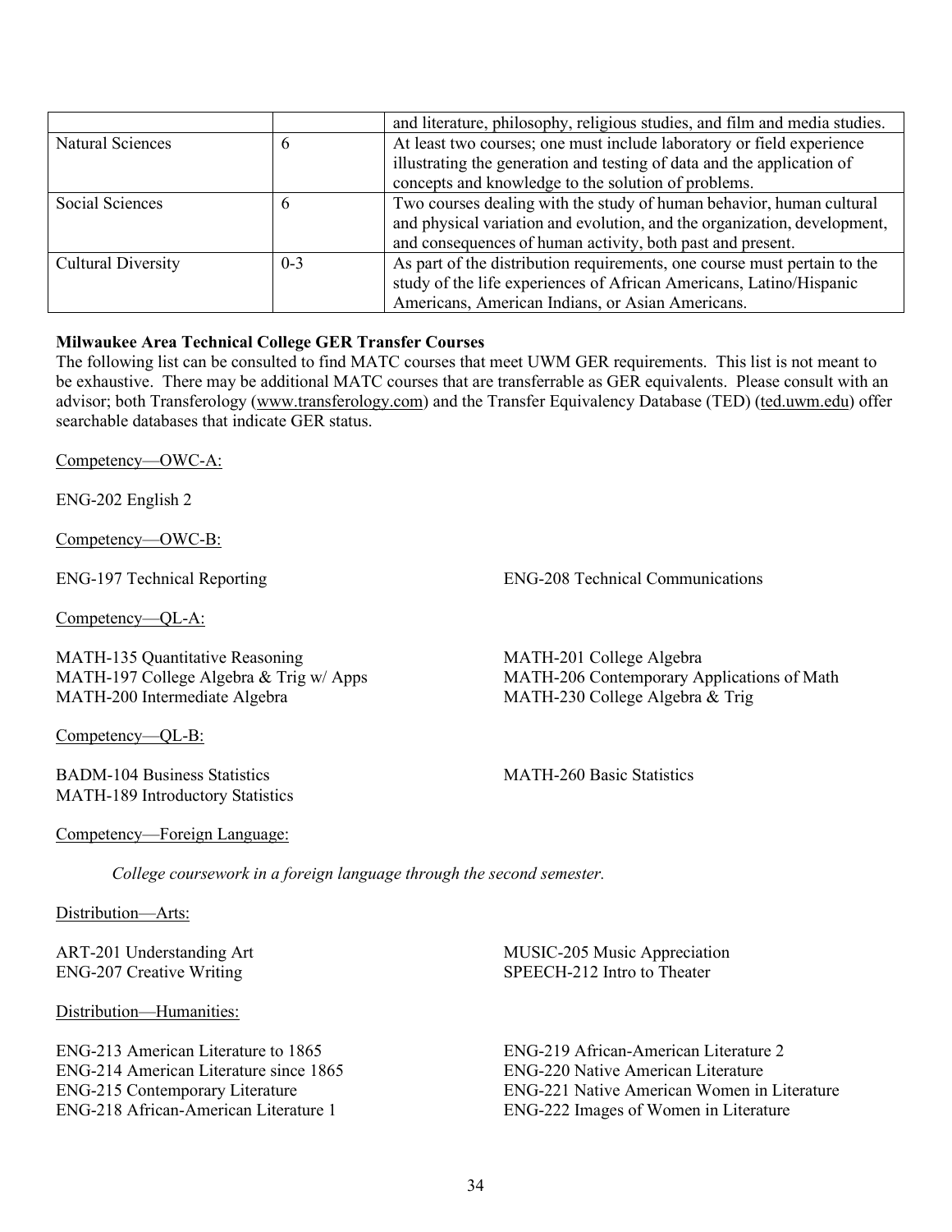| | | and literature, philosophy, religious studies, and film and media studies. |
|---|---|---|
| Natural Sciences | 6 | At least two courses; one must include laboratory or field experience illustrating the generation and testing of data and the application of concepts and knowledge to the solution of problems. |
| Social Sciences | 6 | Two courses dealing with the study of human behavior, human cultural and physical variation and evolution, and the organization, development, and consequences of human activity, both past and present. |
| Cultural Diversity | 0-3 | As part of the distribution requirements, one course must pertain to the study of the life experiences of African Americans, Latino/Hispanic Americans, American Indians, or Asian Americans. |

**Milwaukee Area Technical College GER Transfer Courses**

The following list can be consulted to find MATC courses that meet UWM GER requirements. This list is not meant to be exhaustive. There may be additional MATC courses that are transferrable as GER equivalents. Please consult with an advisor; both Transferology (www.transferology.com) and the Transfer Equivalency Database (TED) (ted.uwm.edu) offer searchable databases that indicate GER status.

Competency—OWC-A:

ENG-202 English 2

Competency—OWC-B:

ENG-197 Technical Reporting

ENG-208 Technical Communications

Competency—QL-A:

MATH-135 Quantitative Reasoning

MATH-197 College Algebra & Trig w/ Apps

MATH-200 Intermediate Algebra

MATH-201 College Algebra

MATH-206 Contemporary Applications of Math

MATH-230 College Algebra & Trig

Competency—QL-B:

BADM-104 Business Statistics

MATH-189 Introductory Statistics

MATH-260 Basic Statistics

Competency—Foreign Language:

*College coursework in a foreign language through the second semester.*

Distribution—Arts:

ART-201 Understanding Art

ENG-207 Creative Writing

MUSIC-205 Music Appreciation

SPEECH-212 Intro to Theater

Distribution—Humanities:

ENG-213 American Literature to 1865

ENG-214 American Literature since 1865

ENG-215 Contemporary Literature

ENG-218 African-American Literature 1

ENG-219 African-American Literature 2

ENG-220 Native American Literature

ENG-221 Native American Women in Literature

ENG-222 Images of Women in Literature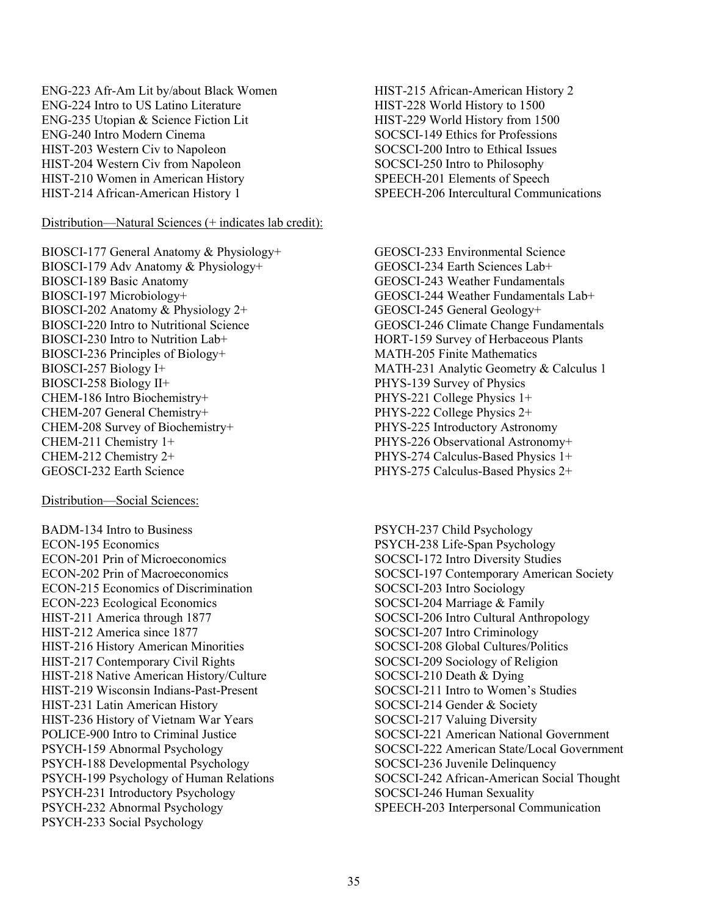ENG-223 Afr-Am Lit by/about Black Women
ENG-224 Intro to US Latino Literature
ENG-235 Utopian & Science Fiction Lit
ENG-240 Intro Modern Cinema
HIST-203 Western Civ to Napoleon
HIST-204 Western Civ from Napoleon
HIST-210 Women in American History
HIST-214 African-American History 1
HIST-215 African-American History 2
HIST-228 World History to 1500
HIST-229 World History from 1500
SOCSCI-149 Ethics for Professions
SOCSCI-200 Intro to Ethical Issues
SOCSCI-250 Intro to Philosophy
SPEECH-201 Elements of Speech
SPEECH-206 Intercultural Communications

<u>Distribution—Natural Sciences (+ indicates lab credit):</u>

BIOSCI-177 General Anatomy & Physiology+
BIOSCI-179 Adv Anatomy & Physiology+
BIOSCI-189 Basic Anatomy
BIOSCI-197 Microbiology+
BIOSCI-202 Anatomy & Physiology 2+
BIOSCI-220 Intro to Nutritional Science
BIOSCI-230 Intro to Nutrition Lab+
BIOSCI-236 Principles of Biology+
BIOSCI-257 Biology I+
BIOSCI-258 Biology II+
CHEM-186 Intro Biochemistry+
CHEM-207 General Chemistry+
CHEM-208 Survey of Biochemistry+
CHEM-211 Chemistry 1+
CHEM-212 Chemistry 2+
GEOSCI-232 Earth Science
GEOSCI-233 Environmental Science
GEOSCI-234 Earth Sciences Lab+
GEOSCI-243 Weather Fundamentals
GEOSCI-244 Weather Fundamentals Lab+
GEOSCI-245 General Geology+
GEOSCI-246 Climate Change Fundamentals
HORT-159 Survey of Herbaceous Plants
MATH-205 Finite Mathematics
MATH-231 Analytic Geometry & Calculus 1
PHYS-139 Survey of Physics
PHYS-221 College Physics 1+
PHYS-222 College Physics 2+
PHYS-225 Introductory Astronomy
PHYS-226 Observational Astronomy+
PHYS-274 Calculus-Based Physics 1+
PHYS-275 Calculus-Based Physics 2+

<u>Distribution—Social Sciences:</u>

BADM-134 Intro to Business
ECON-195 Economics
ECON-201 Prin of Microeconomics
ECON-202 Prin of Macroeconomics
ECON-215 Economics of Discrimination
ECON-223 Ecological Economics
HIST-211 America through 1877
HIST-212 America since 1877
HIST-216 History American Minorities
HIST-217 Contemporary Civil Rights
HIST-218 Native American History/Culture
HIST-219 Wisconsin Indians-Past-Present
HIST-231 Latin American History
HIST-236 History of Vietnam War Years
POLICE-900 Intro to Criminal Justice
PSYCH-159 Abnormal Psychology
PSYCH-188 Developmental Psychology
PSYCH-199 Psychology of Human Relations
PSYCH-231 Introductory Psychology
PSYCH-232 Abnormal Psychology
PSYCH-233 Social Psychology
PSYCH-237 Child Psychology
PSYCH-238 Life-Span Psychology
SOCSCI-172 Intro Diversity Studies
SOCSCI-197 Contemporary American Society
SOCSCI-203 Intro Sociology
SOCSCI-204 Marriage & Family
SOCSCI-206 Intro Cultural Anthropology
SOCSCI-207 Intro Criminology
SOCSCI-208 Global Cultures/Politics
SOCSCI-209 Sociology of Religion
SOCSCI-210 Death & Dying
SOCSCI-211 Intro to Women's Studies
SOCSCI-214 Gender & Society
SOCSCI-217 Valuing Diversity
SOCSCI-221 American National Government
SOCSCI-222 American State/Local Government
SOCSCI-236 Juvenile Delinquency
SOCSCI-242 African-American Social Thought
SOCSCI-246 Human Sexuality
SPEECH-203 Interpersonal Communication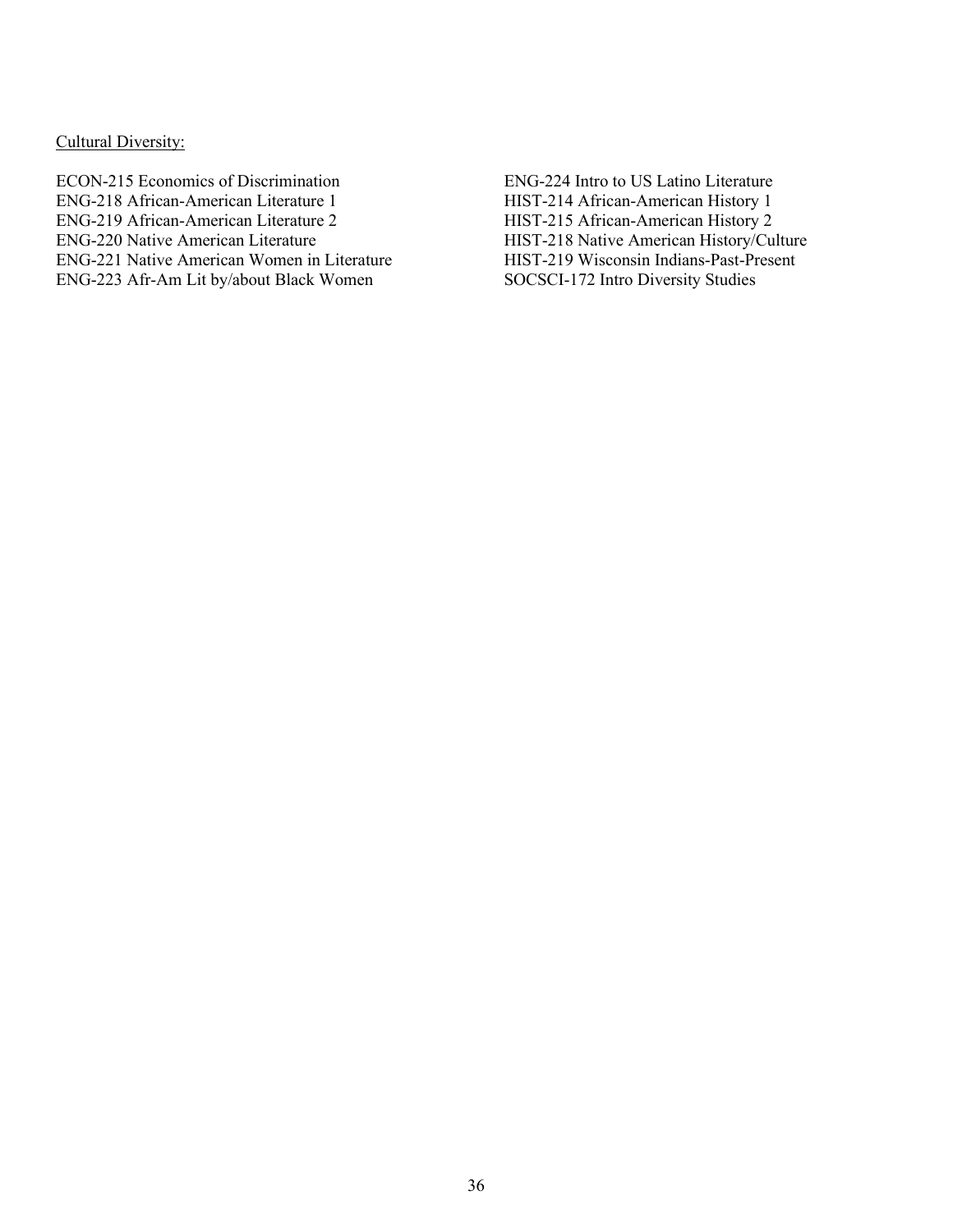Cultural Diversity:

ECON-215 Economics of Discrimination
ENG-218 African-American Literature 1
ENG-219 African-American Literature 2
ENG-220 Native American Literature
ENG-221 Native American Women in Literature
ENG-223 Afr-Am Lit by/about Black Women
ENG-224 Intro to US Latino Literature
HIST-214 African-American History 1
HIST-215 African-American History 2
HIST-218 Native American History/Culture
HIST-219 Wisconsin Indians-Past-Present
SOCSCI-172 Intro Diversity Studies